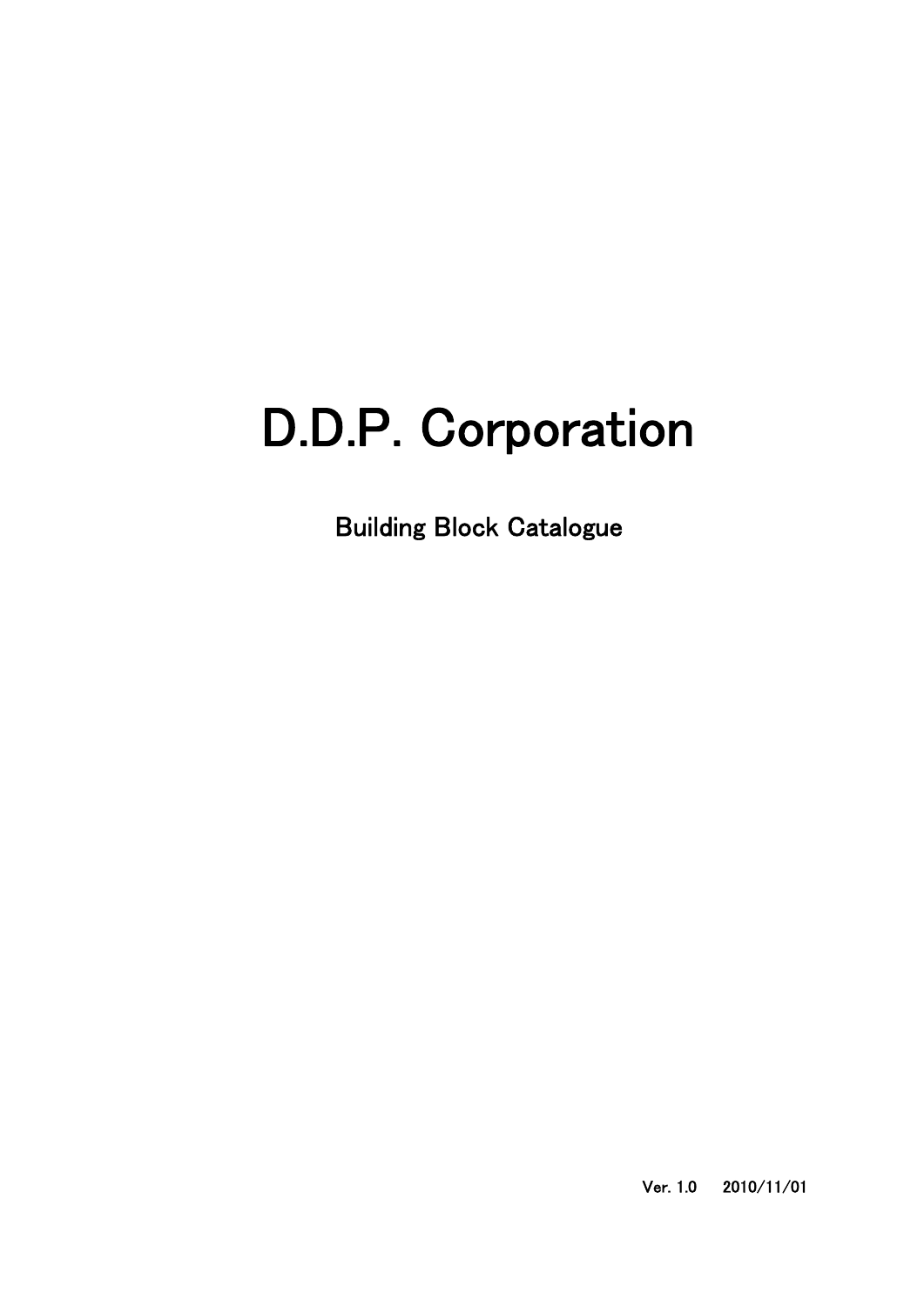# D.D.P. Corporation

Building Block Catalogue

Ver. 1.0 2010/11/01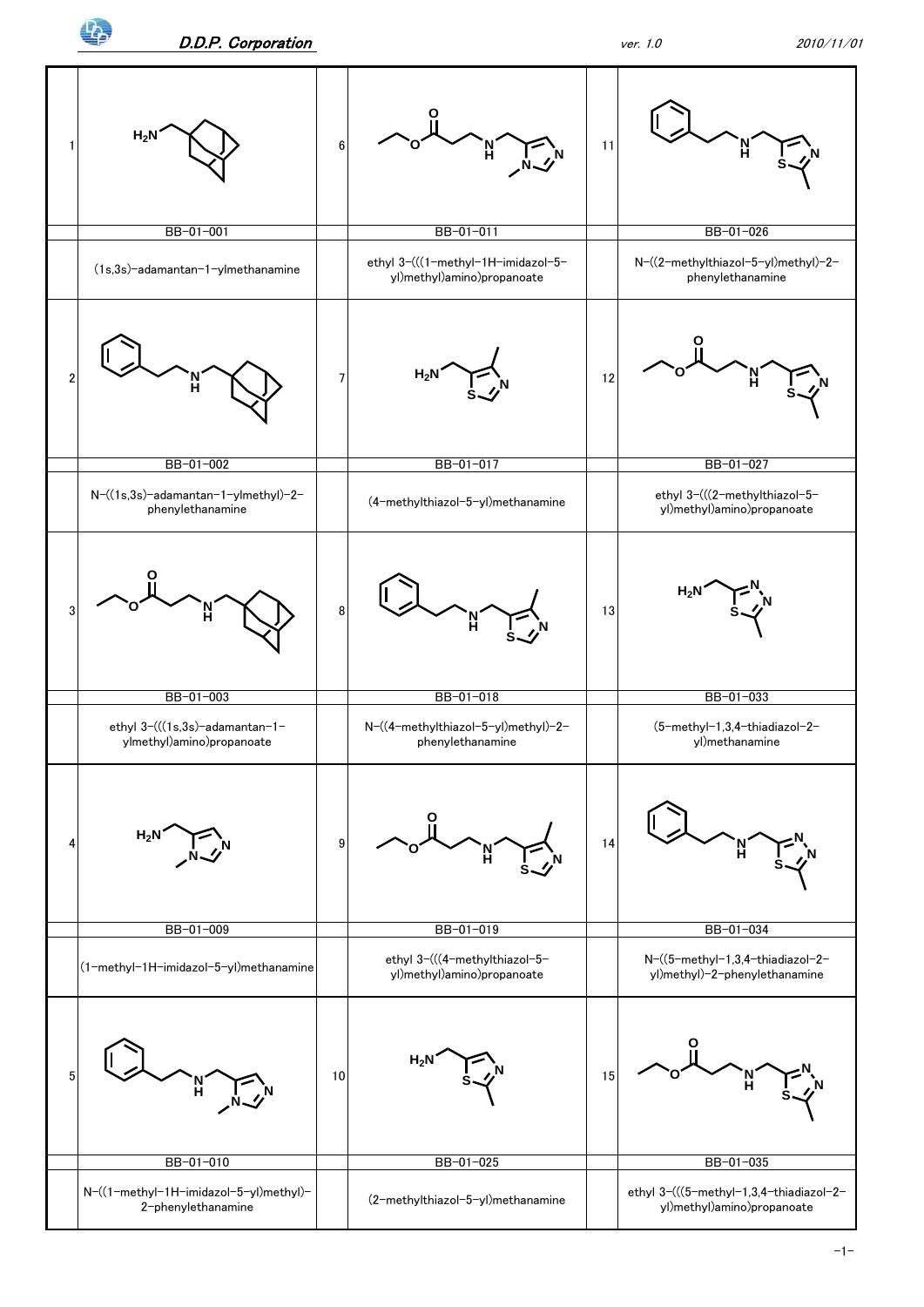| No. | ID | Name |
|---|---|---|
| 1 | BB-01-001 | (1s,3s)-adamantan-1-ylmethanamine |
| 2 | BB-01-002 | N-((1s,3s)-adamantan-1-ylmethyl)-2-phenylethanamine |
| 3 | BB-01-003 | ethyl 3-(((1s,3s)-adamantan-1-ylmethyl)amino)propanoate |
| 4 | BB-01-009 | (1-methyl-1H-imidazol-5-yl)methanamine |
| 5 | BB-01-010 | N-((1-methyl-1H-imidazol-5-yl)methyl)-2-phenylethanamine |
| 6 | BB-01-011 | ethyl 3-(((1-methyl-1H-imidazol-5-yl)methyl)amino)propanoate |
| 7 | BB-01-017 | (4-methylthiazol-5-yl)methanamine |
| 8 | BB-01-018 | N-((4-methylthiazol-5-yl)methyl)-2-phenylethanamine |
| 9 | BB-01-019 | ethyl 3-(((4-methylthiazol-5-yl)methyl)amino)propanoate |
| 10 | BB-01-025 | (2-methylthiazol-5-yl)methanamine |
| 11 | BB-01-026 | N-((2-methylthiazol-5-yl)methyl)-2-phenylethanamine |
| 12 | BB-01-027 | ethyl 3-(((2-methylthiazol-5-yl)methyl)amino)propanoate |
| 13 | BB-01-033 | (5-methyl-1,3,4-thiadiazol-2-yl)methanamine |
| 14 | BB-01-034 | N-((5-methyl-1,3,4-thiadiazol-2-yl)methyl)-2-phenylethanamine |
| 15 | BB-01-035 | ethyl 3-(((5-methyl-1,3,4-thiadiazol-2-yl)methyl)amino)propanoate |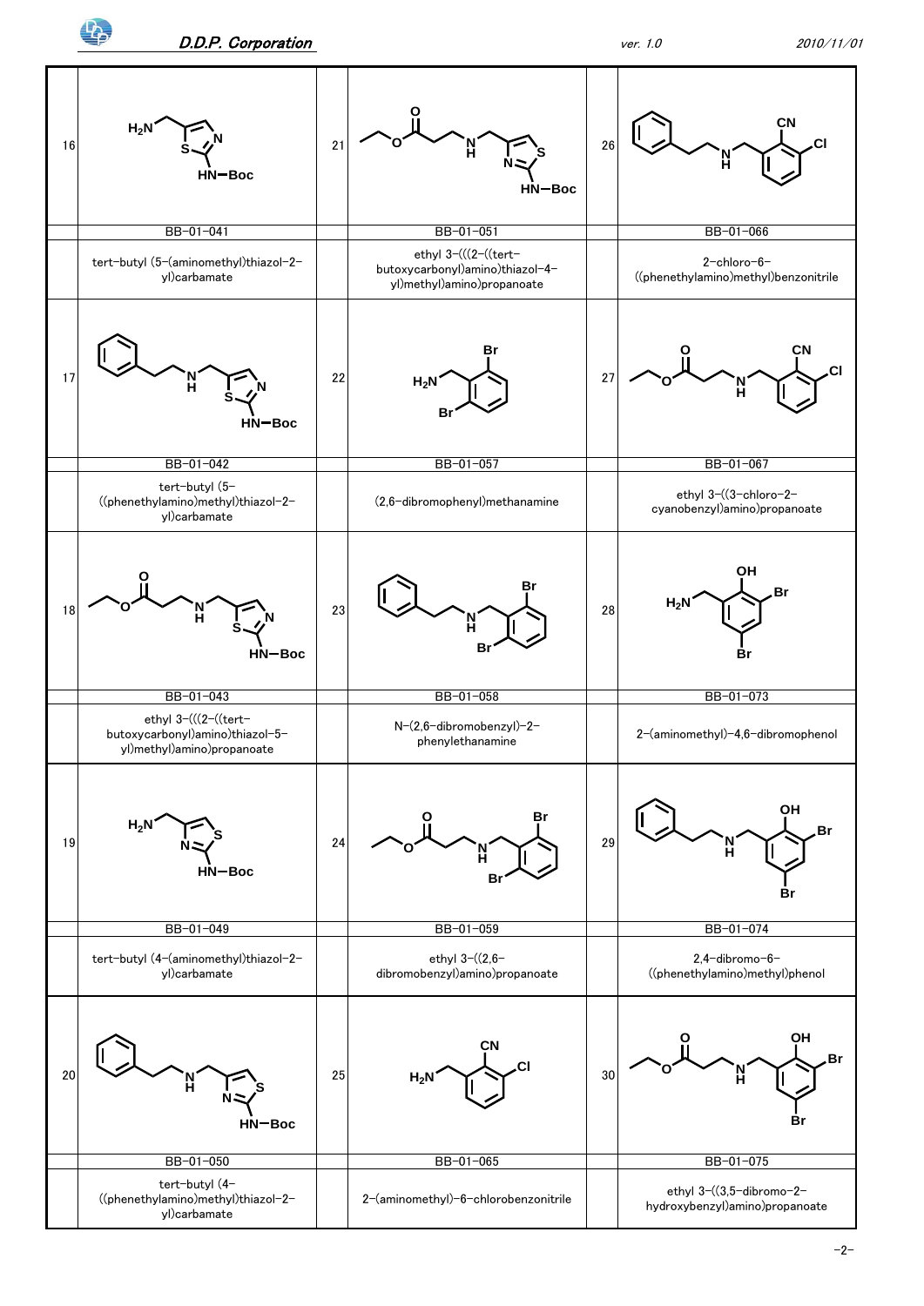| No. | ID | Name |
|---|---|---|
| 16 | BB-01-041 | tert-butyl (5-(aminomethyl)thiazol-2-yl)carbamate |
| 17 | BB-01-042 | tert-butyl (5-((phenethylamino)methyl)thiazol-2-yl)carbamate |
| 18 | BB-01-043 | ethyl 3-(((2-((tert-butoxycarbonyl)amino)thiazol-5-yl)methyl)amino)propanoate |
| 19 | BB-01-049 | tert-butyl (4-(aminomethyl)thiazol-2-yl)carbamate |
| 20 | BB-01-050 | tert-butyl (4-((phenethylamino)methyl)thiazol-2-yl)carbamate |
| 21 | BB-01-051 | ethyl 3-(((2-((tert-butoxycarbonyl)amino)thiazol-4-yl)methyl)amino)propanoate |
| 22 | BB-01-057 | (2,6-dibromophenyl)methanamine |
| 23 | BB-01-058 | N-(2,6-dibromobenzyl)-2-phenylethanamine |
| 24 | BB-01-059 | ethyl 3-((2,6-dibromobenzyl)amino)propanoate |
| 25 | BB-01-065 | 2-(aminomethyl)-6-chlorobenzonitrile |
| 26 | BB-01-066 | 2-chloro-6-((phenethylamino)methyl)benzonitrile |
| 27 | BB-01-067 | ethyl 3-((3-chloro-2-cyanobenzyl)amino)propanoate |
| 28 | BB-01-073 | 2-(aminomethyl)-4,6-dibromophenol |
| 29 | BB-01-074 | 2,4-dibromo-6-((phenethylamino)methyl)phenol |
| 30 | BB-01-075 | ethyl 3-((3,5-dibromo-2-hydroxybenzyl)amino)propanoate |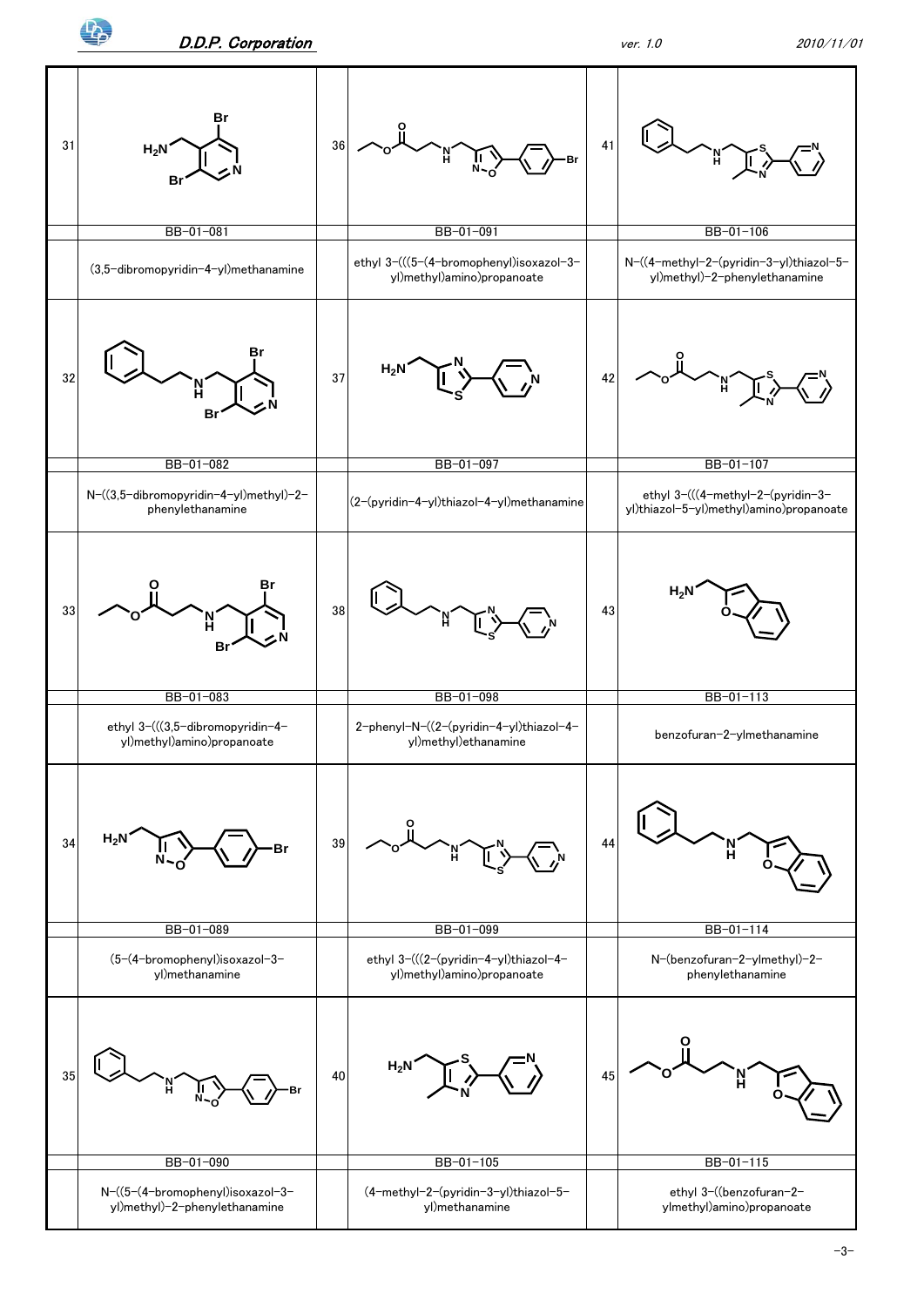| No. | Code | Name |
|---|---|---|
| 31 | BB-01-081 | (3,5-dibromopyridin-4-yl)methanamine |
| 32 | BB-01-082 | N-((3,5-dibromopyridin-4-yl)methyl)-2-phenylethanamine |
| 33 | BB-01-083 | ethyl 3-(((3,5-dibromopyridin-4-yl)methyl)amino)propanoate |
| 34 | BB-01-089 | (5-(4-bromophenyl)isoxazol-3-yl)methanamine |
| 35 | BB-01-090 | N-((5-(4-bromophenyl)isoxazol-3-yl)methyl)-2-phenylethanamine |
| 36 | BB-01-091 | ethyl 3-(((5-(4-bromophenyl)isoxazol-3-yl)methyl)amino)propanoate |
| 37 | BB-01-097 | (2-(pyridin-4-yl)thiazol-4-yl)methanamine |
| 38 | BB-01-098 | 2-phenyl-N-((2-(pyridin-4-yl)thiazol-4-yl)methyl)ethanamine |
| 39 | BB-01-099 | ethyl 3-(((2-(pyridin-4-yl)thiazol-4-yl)methyl)amino)propanoate |
| 40 | BB-01-105 | (4-methyl-2-(pyridin-3-yl)thiazol-5-yl)methanamine |
| 41 | BB-01-106 | N-((4-methyl-2-(pyridin-3-yl)thiazol-5-yl)methyl)-2-phenylethanamine |
| 42 | BB-01-107 | ethyl 3-(((4-methyl-2-(pyridin-3-yl)thiazol-5-yl)methyl)amino)propanoate |
| 43 | BB-01-113 | benzofuran-2-ylmethanamine |
| 44 | BB-01-114 | N-(benzofuran-2-ylmethyl)-2-phenylethanamine |
| 45 | BB-01-115 | ethyl 3-((benzofuran-2-ylmethyl)amino)propanoate |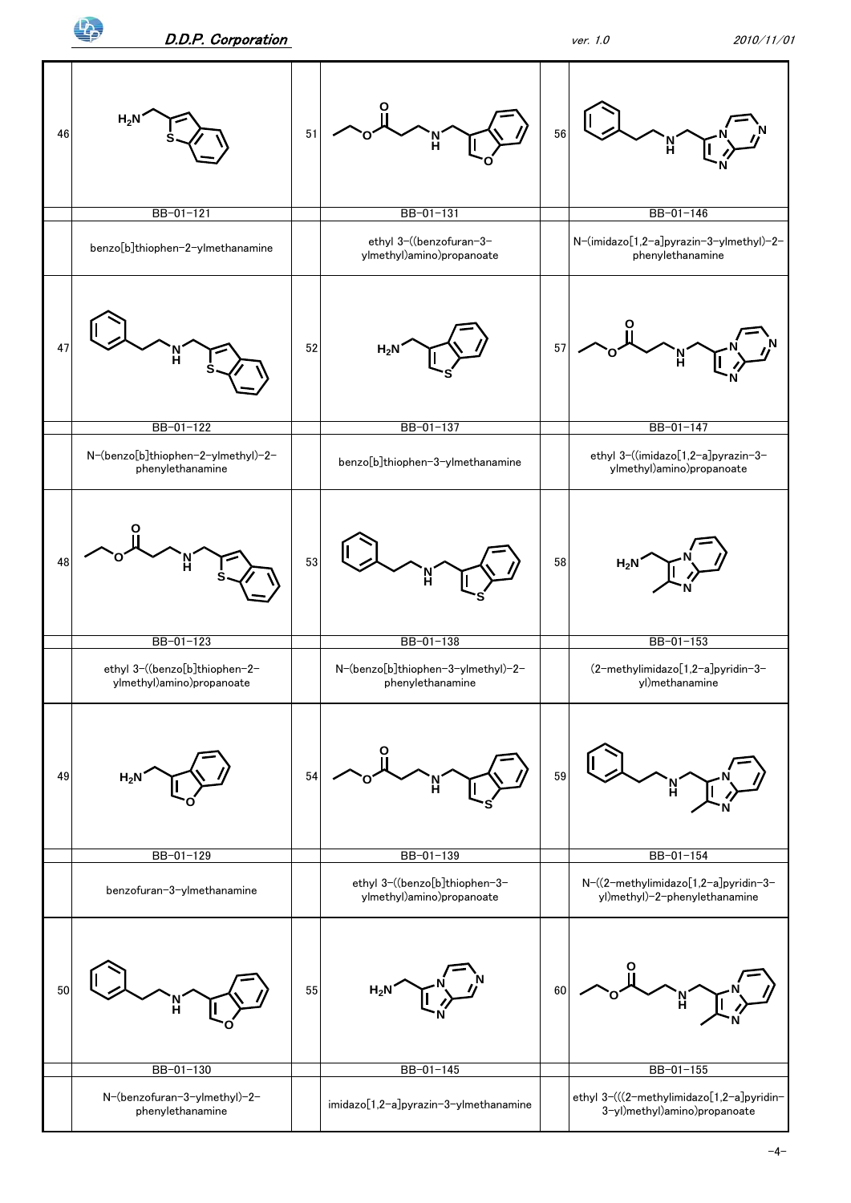| No. | Code | Name | No. | Code | Name | No. | Code | Name |
|---|---|---|---|---|---|---|---|---|
| 46 | BB-01-121 | benzo[b]thiophen-2-ylmethanamine | 51 | BB-01-131 | ethyl 3-((benzofuran-3-ylmethyl)amino)propanoate | 56 | BB-01-146 | N-(imidazo[1,2-a]pyrazin-3-ylmethyl)-2-phenylethanamine |
| 47 | BB-01-122 | N-(benzo[b]thiophen-2-ylmethyl)-2-phenylethanamine | 52 | BB-01-137 | benzo[b]thiophen-3-ylmethanamine | 57 | BB-01-147 | ethyl 3-((imidazo[1,2-a]pyrazin-3-ylmethyl)amino)propanoate |
| 48 | BB-01-123 | ethyl 3-((benzo[b]thiophen-2-ylmethyl)amino)propanoate | 53 | BB-01-138 | N-(benzo[b]thiophen-3-ylmethyl)-2-phenylethanamine | 58 | BB-01-153 | (2-methylimidazo[1,2-a]pyridin-3-yl)methanamine |
| 49 | BB-01-129 | benzofuran-3-ylmethanamine | 54 | BB-01-139 | ethyl 3-((benzo[b]thiophen-3-ylmethyl)amino)propanoate | 59 | BB-01-154 | N-((2-methylimidazo[1,2-a]pyridin-3-yl)methyl)-2-phenylethanamine |
| 50 | BB-01-130 | N-(benzofuran-3-ylmethyl)-2-phenylethanamine | 55 | BB-01-145 | imidazo[1,2-a]pyrazin-3-ylmethanamine | 60 | BB-01-155 | ethyl 3-(((2-methylimidazo[1,2-a]pyridin-3-yl)methyl)amino)propanoate |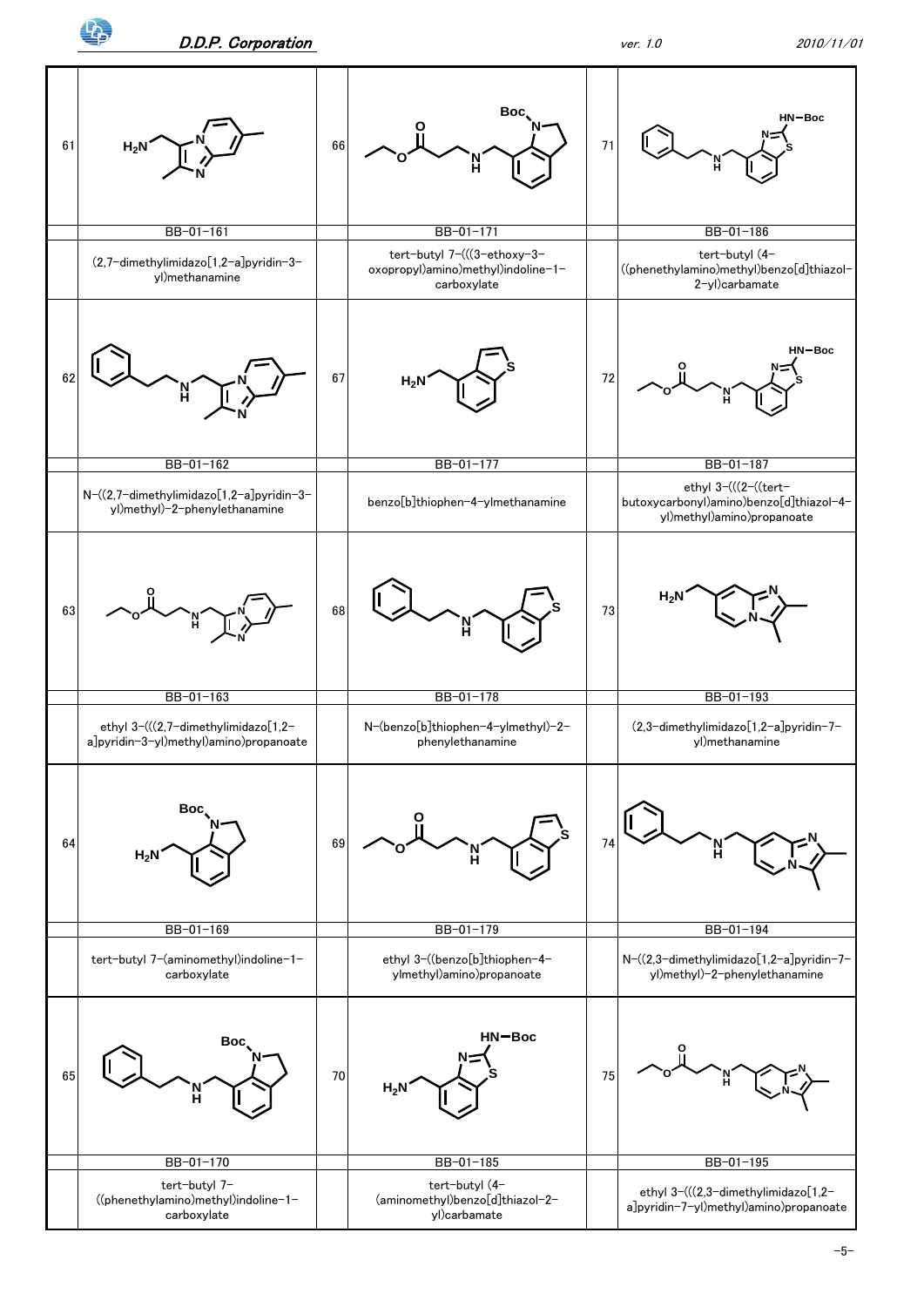| No. | ID | Name |
|---|---|---|
| 61 | BB-01-161 | (2,7-dimethylimidazo[1,2-a]pyridin-3-yl)methanamine |
| 62 | BB-01-162 | N-((2,7-dimethylimidazo[1,2-a]pyridin-3-yl)methyl)-2-phenylethanamine |
| 63 | BB-01-163 | ethyl 3-(((2,7-dimethylimidazo[1,2-a]pyridin-3-yl)methyl)amino)propanoate |
| 64 | BB-01-169 | tert-butyl 7-(aminomethyl)indoline-1-carboxylate |
| 65 | BB-01-170 | tert-butyl 7-((phenethylamino)methyl)indoline-1-carboxylate |
| 66 | BB-01-171 | tert-butyl 7-(((3-ethoxy-3-oxopropyl)amino)methyl)indoline-1-carboxylate |
| 67 | BB-01-177 | benzo[b]thiophen-4-ylmethanamine |
| 68 | BB-01-178 | N-(benzo[b]thiophen-4-ylmethyl)-2-phenylethanamine |
| 69 | BB-01-179 | ethyl 3-((benzo[b]thiophen-4-ylmethyl)amino)propanoate |
| 70 | BB-01-185 | tert-butyl (4-(aminomethyl)benzo[d]thiazol-2-yl)carbamate |
| 71 | BB-01-186 | tert-butyl (4-((phenethylamino)methyl)benzo[d]thiazol-2-yl)carbamate |
| 72 | BB-01-187 | ethyl 3-(((2-((tert-butoxycarbonyl)amino)benzo[d]thiazol-4-yl)methyl)amino)propanoate |
| 73 | BB-01-193 | (2,3-dimethylimidazo[1,2-a]pyridin-7-yl)methanamine |
| 74 | BB-01-194 | N-((2,3-dimethylimidazo[1,2-a]pyridin-7-yl)methyl)-2-phenylethanamine |
| 75 | BB-01-195 | ethyl 3-(((2,3-dimethylimidazo[1,2-a]pyridin-7-yl)methyl)amino)propanoate |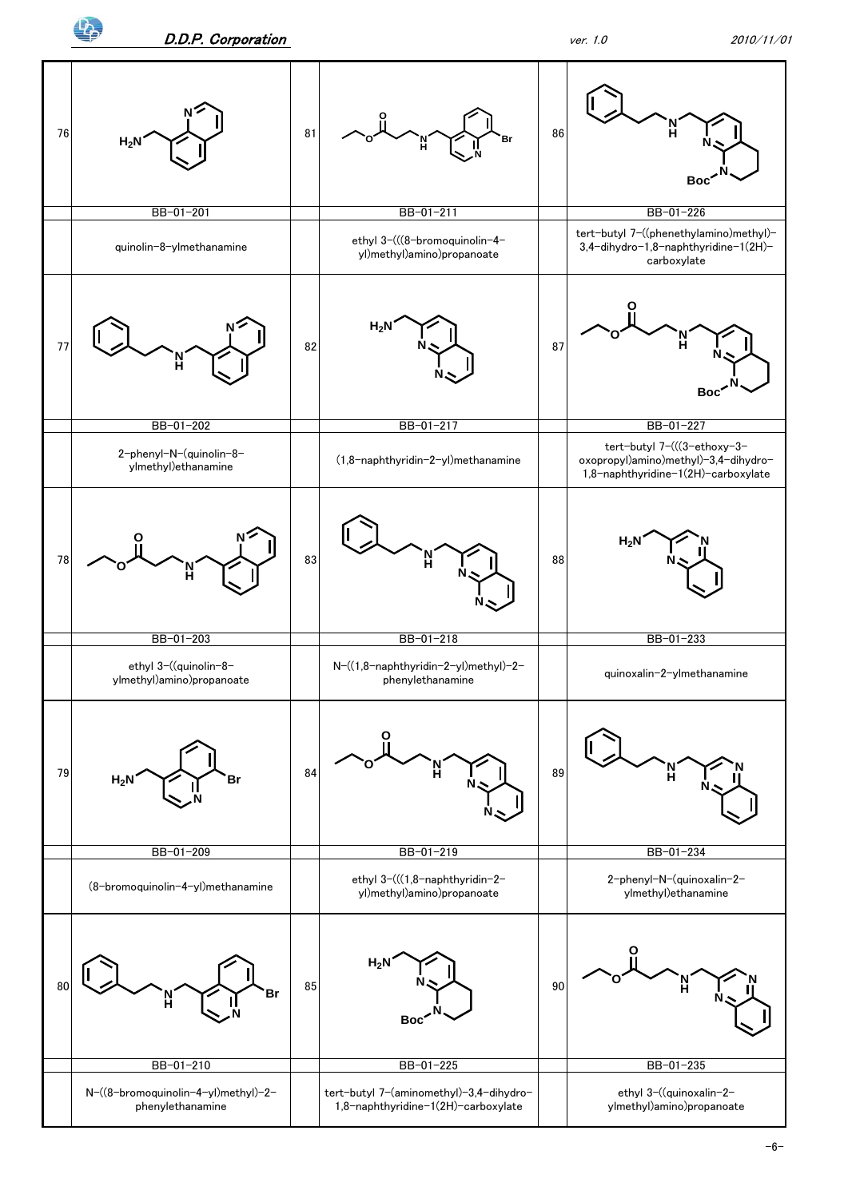| No. | Code | Name | No. | Code | Name | No. | Code | Name |
|---|---|---|---|---|---|---|---|---|
| 76 | BB-01-201 | quinolin-8-ylmethanamine | 81 | BB-01-211 | ethyl 3-(((8-bromoquinolin-4-yl)methyl)amino)propanoate | 86 | BB-01-226 | tert-butyl 7-((phenethylamino)methyl)-3,4-dihydro-1,8-naphthyridine-1(2H)-carboxylate |
| 77 | BB-01-202 | 2-phenyl-N-(quinolin-8-ylmethyl)ethanamine | 82 | BB-01-217 | (1,8-naphthyridin-2-yl)methanamine | 87 | BB-01-227 | tert-butyl 7-(((3-ethoxy-3-oxopropyl)amino)methyl)-3,4-dihydro-1,8-naphthyridine-1(2H)-carboxylate |
| 78 | BB-01-203 | ethyl 3-((quinolin-8-ylmethyl)amino)propanoate | 83 | BB-01-218 | N-((1,8-naphthyridin-2-yl)methyl)-2-phenylethanamine | 88 | BB-01-233 | quinoxalin-2-ylmethanamine |
| 79 | BB-01-209 | (8-bromoquinolin-4-yl)methanamine | 84 | BB-01-219 | ethyl 3-(((1,8-naphthyridin-2-yl)methyl)amino)propanoate | 89 | BB-01-234 | 2-phenyl-N-(quinoxalin-2-ylmethyl)ethanamine |
| 80 | BB-01-210 | N-((8-bromoquinolin-4-yl)methyl)-2-phenylethanamine | 85 | BB-01-225 | tert-butyl 7-(aminomethyl)-3,4-dihydro-1,8-naphthyridine-1(2H)-carboxylate | 90 | BB-01-235 | ethyl 3-((quinoxalin-2-ylmethyl)amino)propanoate |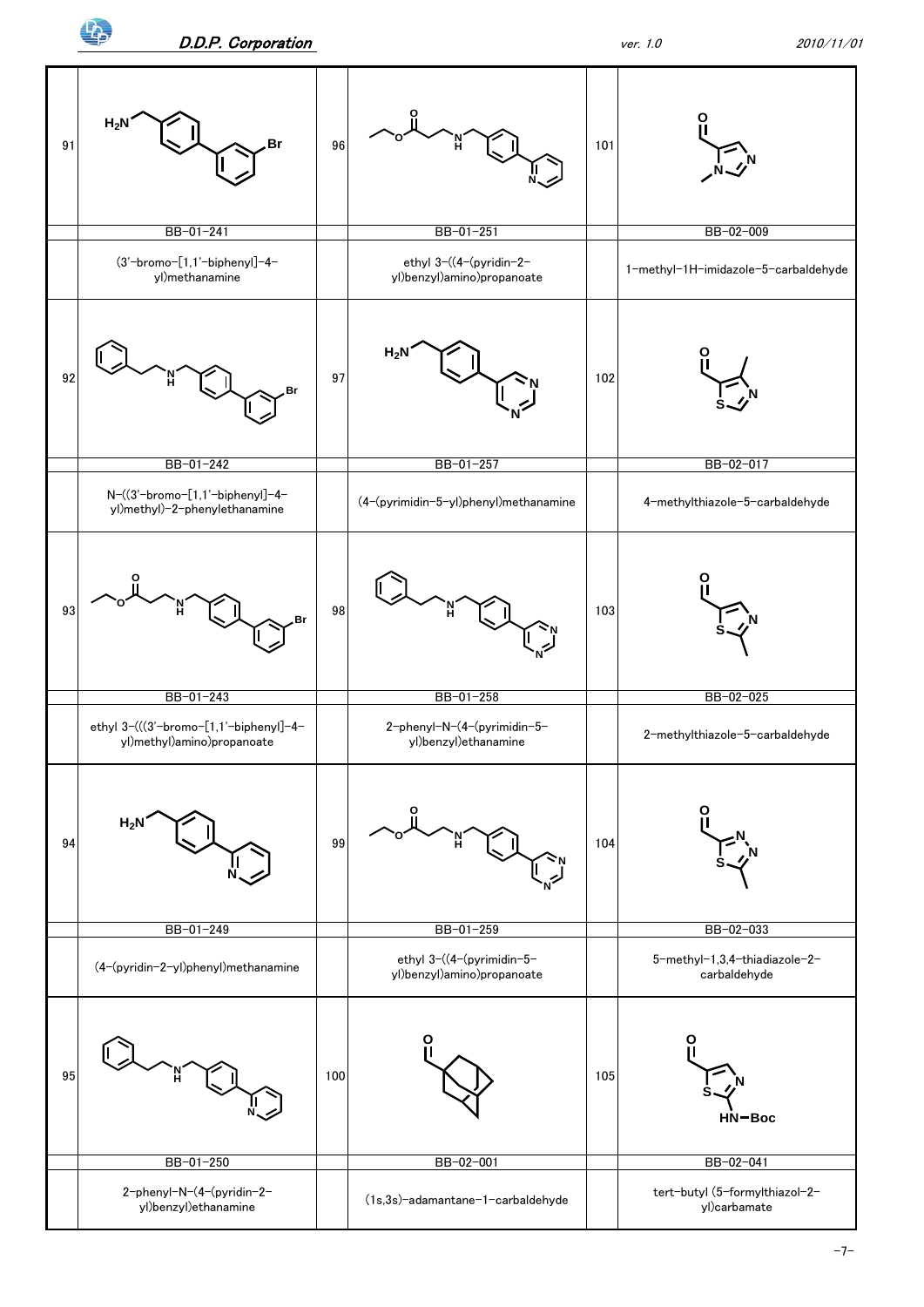| No. | ID | Name |
|---|---|---|
| 91 | BB-01-241 | (3'-bromo-[1,1'-biphenyl]-4-yl)methanamine |
| 92 | BB-01-242 | N-((3'-bromo-[1,1'-biphenyl]-4-yl)methyl)-2-phenylethanamine |
| 93 | BB-01-243 | ethyl 3-(((3'-bromo-[1,1'-biphenyl]-4-yl)methyl)amino)propanoate |
| 94 | BB-01-249 | (4-(pyridin-2-yl)phenyl)methanamine |
| 95 | BB-01-250 | 2-phenyl-N-(4-(pyridin-2-yl)benzyl)ethanamine |
| 96 | BB-01-251 | ethyl 3-((4-(pyridin-2-yl)benzyl)amino)propanoate |
| 97 | BB-01-257 | (4-(pyrimidin-5-yl)phenyl)methanamine |
| 98 | BB-01-258 | 2-phenyl-N-(4-(pyrimidin-5-yl)benzyl)ethanamine |
| 99 | BB-01-259 | ethyl 3-((4-(pyrimidin-5-yl)benzyl)amino)propanoate |
| 100 | BB-02-001 | (1s,3s)-adamantane-1-carbaldehyde |
| 101 | BB-02-009 | 1-methyl-1H-imidazole-5-carbaldehyde |
| 102 | BB-02-017 | 4-methylthiazole-5-carbaldehyde |
| 103 | BB-02-025 | 2-methylthiazole-5-carbaldehyde |
| 104 | BB-02-033 | 5-methyl-1,3,4-thiadiazole-2-carbaldehyde |
| 105 | BB-02-041 | tert-butyl (5-formylthiazol-2-yl)carbamate |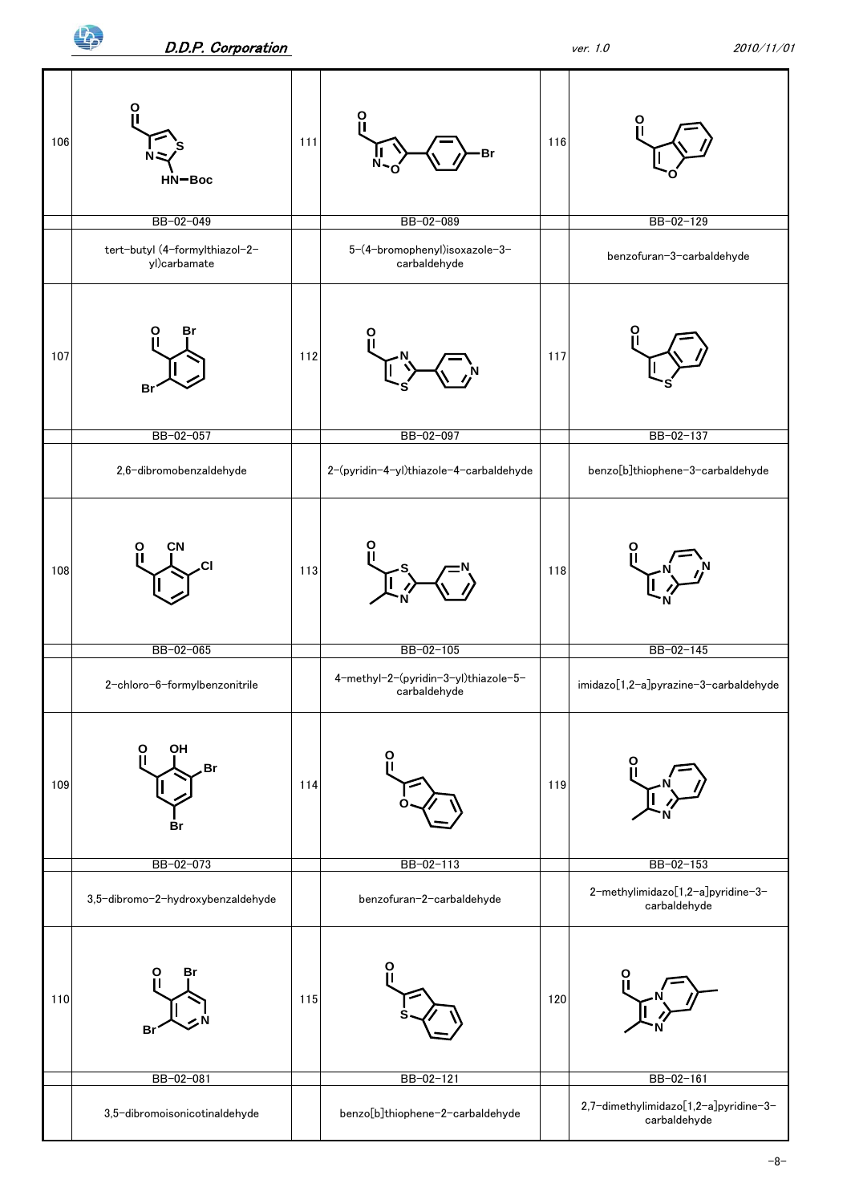| No. | Code | Name | No. | Code | Name | No. | Code | Name |
|---|---|---|---|---|---|---|---|---|
| 106 | BB-02-049 | tert-butyl (4-formylthiazol-2-yl)carbamate | 111 | BB-02-089 | 5-(4-bromophenyl)isoxazole-3-carbaldehyde | 116 | BB-02-129 | benzofuran-3-carbaldehyde |
| 107 | BB-02-057 | 2,6-dibromobenzaldehyde | 112 | BB-02-097 | 2-(pyridin-4-yl)thiazole-4-carbaldehyde | 117 | BB-02-137 | benzo[b]thiophene-3-carbaldehyde |
| 108 | BB-02-065 | 2-chloro-6-formylbenzonitrile | 113 | BB-02-105 | 4-methyl-2-(pyridin-3-yl)thiazole-5-carbaldehyde | 118 | BB-02-145 | imidazo[1,2-a]pyrazine-3-carbaldehyde |
| 109 | BB-02-073 | 3,5-dibromo-2-hydroxybenzaldehyde | 114 | BB-02-113 | benzofuran-2-carbaldehyde | 119 | BB-02-153 | 2-methylimidazo[1,2-a]pyridine-3-carbaldehyde |
| 110 | BB-02-081 | 3,5-dibromoisonicotinaldehyde | 115 | BB-02-121 | benzo[b]thiophene-2-carbaldehyde | 120 | BB-02-161 | 2,7-dimethylimidazo[1,2-a]pyridine-3-carbaldehyde |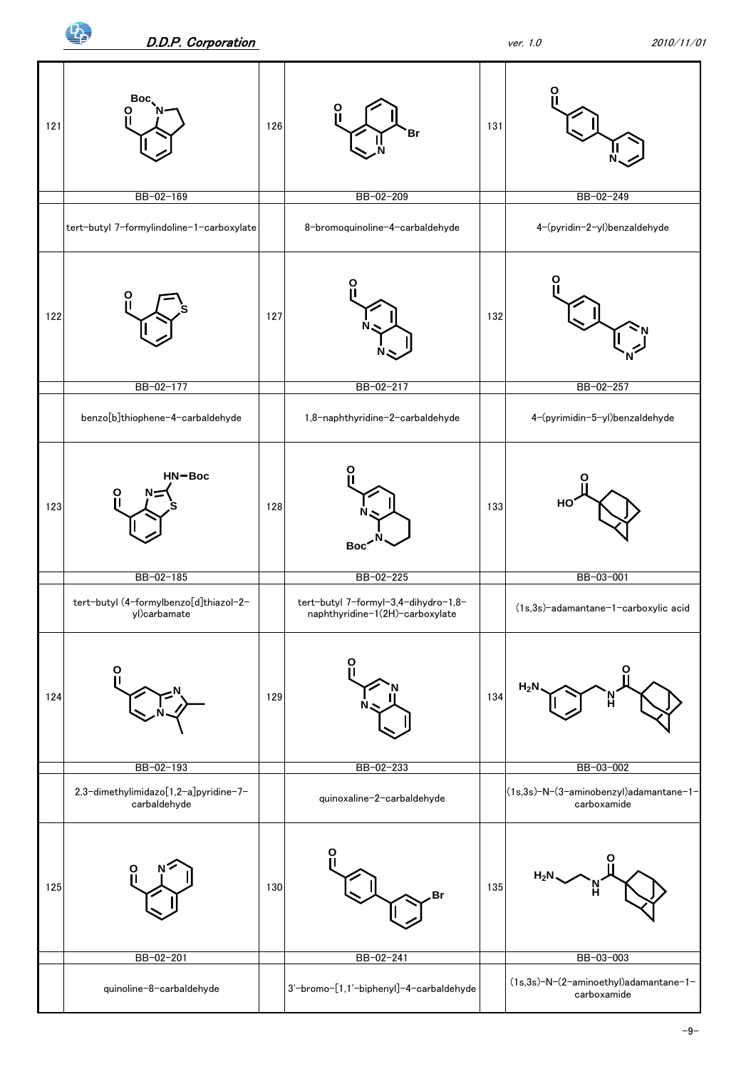| No. | Catalog No. | Name |
|---|---|---|
| 121 | BB-02-169 | tert-butyl 7-formylindoline-1-carboxylate |
| 122 | BB-02-177 | benzo[b]thiophene-4-carbaldehyde |
| 123 | BB-02-185 | tert-butyl (4-formylbenzo[d]thiazol-2-yl)carbamate |
| 124 | BB-02-193 | 2,3-dimethylimidazo[1,2-a]pyridine-7-carbaldehyde |
| 125 | BB-02-201 | quinoline-8-carbaldehyde |
| 126 | BB-02-209 | 8-bromoquinoline-4-carbaldehyde |
| 127 | BB-02-217 | 1,8-naphthyridine-2-carbaldehyde |
| 128 | BB-02-225 | tert-butyl 7-formyl-3,4-dihydro-1,8-naphthyridine-1(2H)-carboxylate |
| 129 | BB-02-233 | quinoxaline-2-carbaldehyde |
| 130 | BB-02-241 | 3'-bromo-[1,1'-biphenyl]-4-carbaldehyde |
| 131 | BB-02-249 | 4-(pyridin-2-yl)benzaldehyde |
| 132 | BB-02-257 | 4-(pyrimidin-5-yl)benzaldehyde |
| 133 | BB-03-001 | (1s,3s)-adamantane-1-carboxylic acid |
| 134 | BB-03-002 | (1s,3s)-N-(3-aminobenzyl)adamantane-1-carboxamide |
| 135 | BB-03-003 | (1s,3s)-N-(2-aminoethyl)adamantane-1-carboxamide |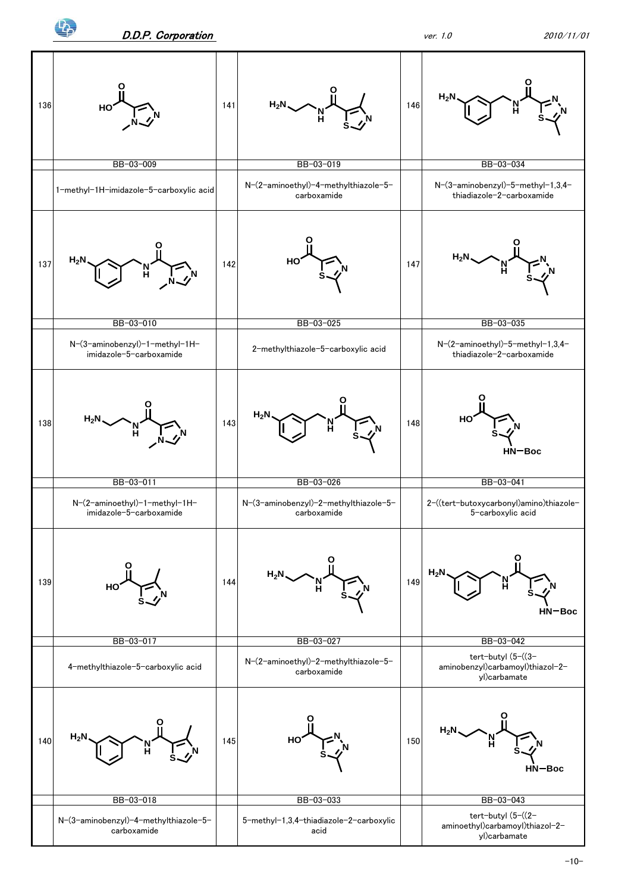| No. | Structure / Code / Name | No. | Structure / Code / Name | No. | Structure / Code / Name |
|---|---|---|---|---|---|
| 136 | BB-03-009 | 141 | BB-03-019 | 146 | BB-03-034 |
| | 1-methyl-1H-imidazole-5-carboxylic acid | | N-(2-aminoethyl)-4-methylthiazole-5-carboxamide | | N-(3-aminobenzyl)-5-methyl-1,3,4-thiadiazole-2-carboxamide |
| 137 | BB-03-010 | 142 | BB-03-025 | 147 | BB-03-035 |
| | N-(3-aminobenzyl)-1-methyl-1H-imidazole-5-carboxamide | | 2-methylthiazole-5-carboxylic acid | | N-(2-aminoethyl)-5-methyl-1,3,4-thiadiazole-2-carboxamide |
| 138 | BB-03-011 | 143 | BB-03-026 | 148 | BB-03-041 |
| | N-(2-aminoethyl)-1-methyl-1H-imidazole-5-carboxamide | | N-(3-aminobenzyl)-2-methylthiazole-5-carboxamide | | 2-((tert-butoxycarbonyl)amino)thiazole-5-carboxylic acid |
| 139 | BB-03-017 | 144 | BB-03-027 | 149 | BB-03-042 |
| | 4-methylthiazole-5-carboxylic acid | | N-(2-aminoethyl)-2-methylthiazole-5-carboxamide | | tert-butyl (5-((3-aminobenzyl)carbamoyl)thiazol-2-yl)carbamate |
| 140 | BB-03-018 | 145 | BB-03-033 | 150 | BB-03-043 |
| | N-(3-aminobenzyl)-4-methylthiazole-5-carboxamide | | 5-methyl-1,3,4-thiadiazole-2-carboxylic acid | | tert-butyl (5-((2-aminoethyl)carbamoyl)thiazol-2-yl)carbamate |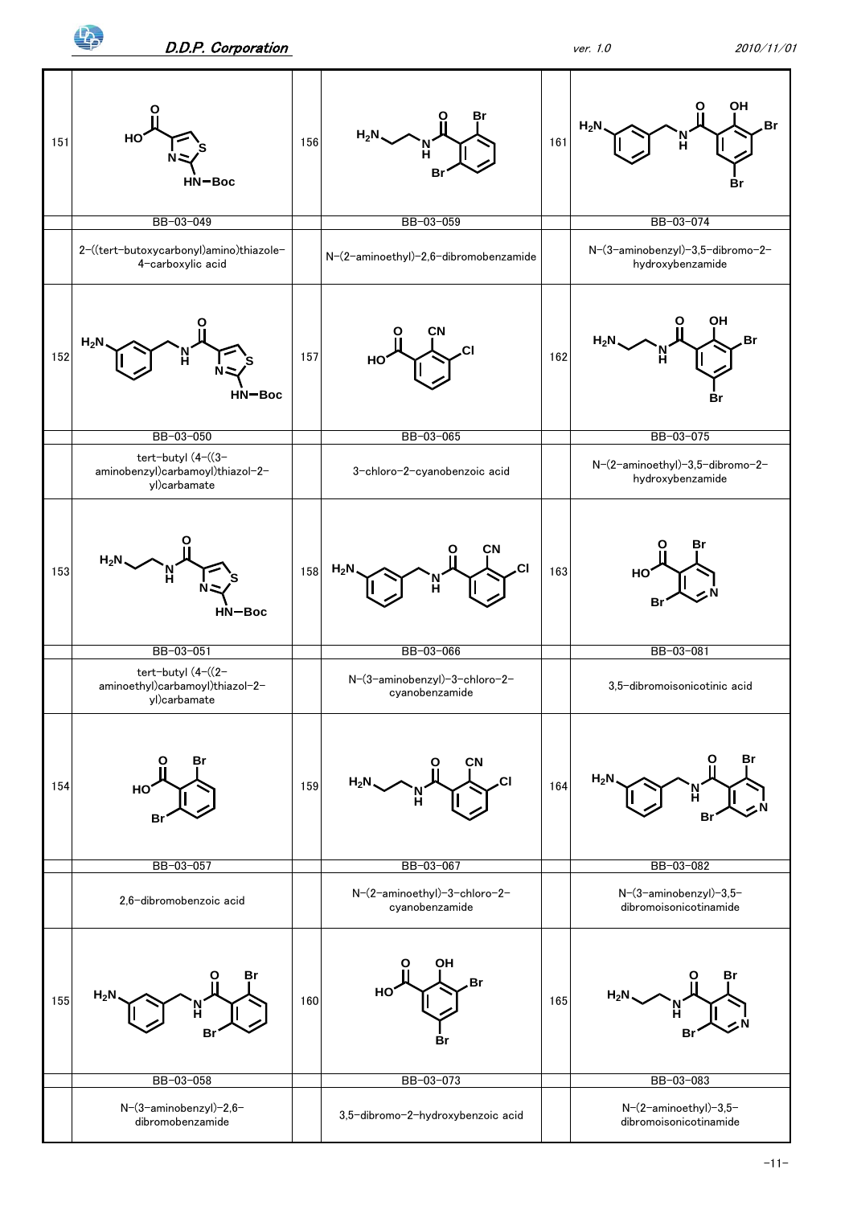| No. | Code | Name | No. | Code | Name | No. | Code | Name |
|---|---|---|---|---|---|---|---|---|
| 151 | BB-03-049 | 2-((tert-butoxycarbonyl)amino)thiazole-4-carboxylic acid | 156 | BB-03-059 | N-(2-aminoethyl)-2,6-dibromobenzamide | 161 | BB-03-074 | N-(3-aminobenzyl)-3,5-dibromo-2-hydroxybenzamide |
| 152 | BB-03-050 | tert-butyl (4-((3-aminobenzyl)carbamoyl)thiazol-2-yl)carbamate | 157 | BB-03-065 | 3-chloro-2-cyanobenzoic acid | 162 | BB-03-075 | N-(2-aminoethyl)-3,5-dibromo-2-hydroxybenzamide |
| 153 | BB-03-051 | tert-butyl (4-((2-aminoethyl)carbamoyl)thiazol-2-yl)carbamate | 158 | BB-03-066 | N-(3-aminobenzyl)-3-chloro-2-cyanobenzamide | 163 | BB-03-081 | 3,5-dibromoisonicotinic acid |
| 154 | BB-03-057 | 2,6-dibromobenzoic acid | 159 | BB-03-067 | N-(2-aminoethyl)-3-chloro-2-cyanobenzamide | 164 | BB-03-082 | N-(3-aminobenzyl)-3,5-dibromoisonicotinamide |
| 155 | BB-03-058 | N-(3-aminobenzyl)-2,6-dibromobenzamide | 160 | BB-03-073 | 3,5-dibromo-2-hydroxybenzoic acid | 165 | BB-03-083 | N-(2-aminoethyl)-3,5-dibromoisonicotinamide |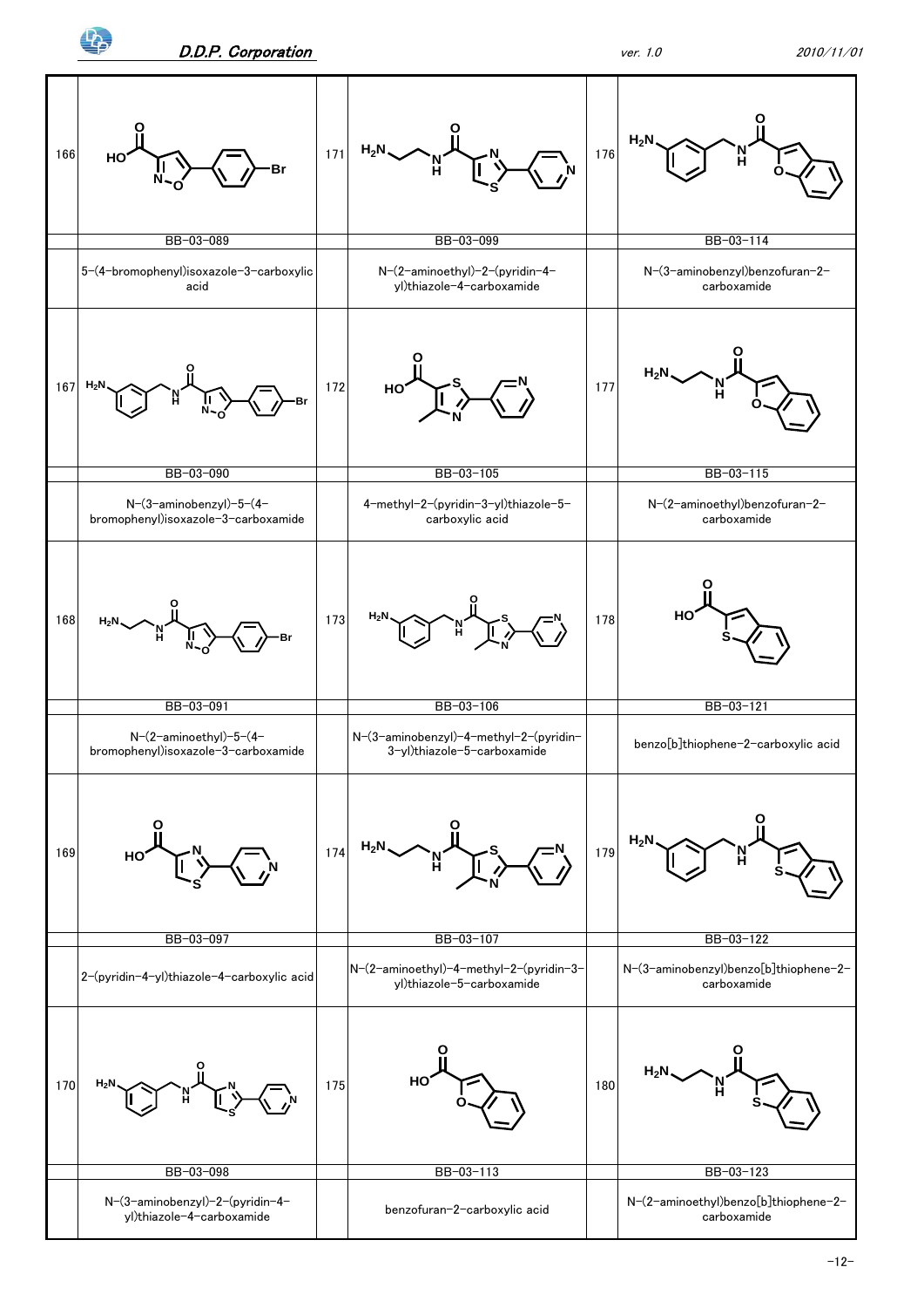| No. | Structure / Code / Name | No. | Structure / Code / Name | No. | Structure / Code / Name |
|---|---|---|---|---|---|
| 166 | BB-03-089 | 171 | BB-03-099 | 176 | BB-03-114 |
| | 5-(4-bromophenyl)isoxazole-3-carboxylic acid | | N-(2-aminoethyl)-2-(pyridin-4-yl)thiazole-4-carboxamide | | N-(3-aminobenzyl)benzofuran-2-carboxamide |
| 167 | BB-03-090 | 172 | BB-03-105 | 177 | BB-03-115 |
| | N-(3-aminobenzyl)-5-(4-bromophenyl)isoxazole-3-carboxamide | | 4-methyl-2-(pyridin-3-yl)thiazole-5-carboxylic acid | | N-(2-aminoethyl)benzofuran-2-carboxamide |
| 168 | BB-03-091 | 173 | BB-03-106 | 178 | BB-03-121 |
| | N-(2-aminoethyl)-5-(4-bromophenyl)isoxazole-3-carboxamide | | N-(3-aminobenzyl)-4-methyl-2-(pyridin-3-yl)thiazole-5-carboxamide | | benzo[b]thiophene-2-carboxylic acid |
| 169 | BB-03-097 | 174 | BB-03-107 | 179 | BB-03-122 |
| | 2-(pyridin-4-yl)thiazole-4-carboxylic acid | | N-(2-aminoethyl)-4-methyl-2-(pyridin-3-yl)thiazole-5-carboxamide | | N-(3-aminobenzyl)benzo[b]thiophene-2-carboxamide |
| 170 | BB-03-098 | 175 | BB-03-113 | 180 | BB-03-123 |
| | N-(3-aminobenzyl)-2-(pyridin-4-yl)thiazole-4-carboxamide | | benzofuran-2-carboxylic acid | | N-(2-aminoethyl)benzo[b]thiophene-2-carboxamide |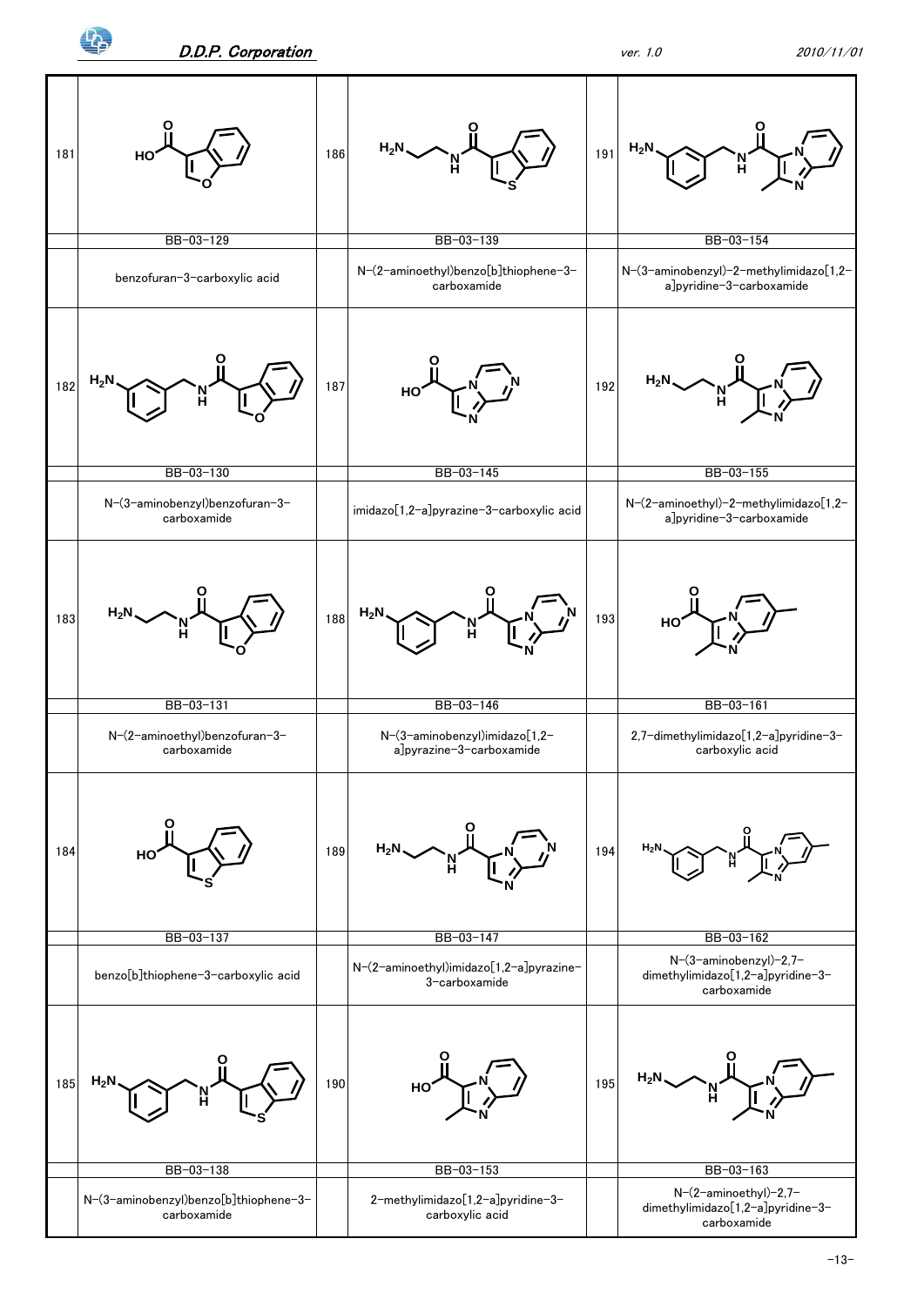| No. | Code | Name | No. | Code | Name | No. | Code | Name |
|---|---|---|---|---|---|---|---|---|
| 181 | BB-03-129 | benzofuran-3-carboxylic acid | 186 | BB-03-139 | N-(2-aminoethyl)benzo[b]thiophene-3-carboxamide | 191 | BB-03-154 | N-(3-aminobenzyl)-2-methylimidazo[1,2-a]pyridine-3-carboxamide |
| 182 | BB-03-130 | N-(3-aminobenzyl)benzofuran-3-carboxamide | 187 | BB-03-145 | imidazo[1,2-a]pyrazine-3-carboxylic acid | 192 | BB-03-155 | N-(2-aminoethyl)-2-methylimidazo[1,2-a]pyridine-3-carboxamide |
| 183 | BB-03-131 | N-(2-aminoethyl)benzofuran-3-carboxamide | 188 | BB-03-146 | N-(3-aminobenzyl)imidazo[1,2-a]pyrazine-3-carboxamide | 193 | BB-03-161 | 2,7-dimethylimidazo[1,2-a]pyridine-3-carboxylic acid |
| 184 | BB-03-137 | benzo[b]thiophene-3-carboxylic acid | 189 | BB-03-147 | N-(2-aminoethyl)imidazo[1,2-a]pyrazine-3-carboxamide | 194 | BB-03-162 | N-(3-aminobenzyl)-2,7-dimethylimidazo[1,2-a]pyridine-3-carboxamide |
| 185 | BB-03-138 | N-(3-aminobenzyl)benzo[b]thiophene-3-carboxamide | 190 | BB-03-153 | 2-methylimidazo[1,2-a]pyridine-3-carboxylic acid | 195 | BB-03-163 | N-(2-aminoethyl)-2,7-dimethylimidazo[1,2-a]pyridine-3-carboxamide |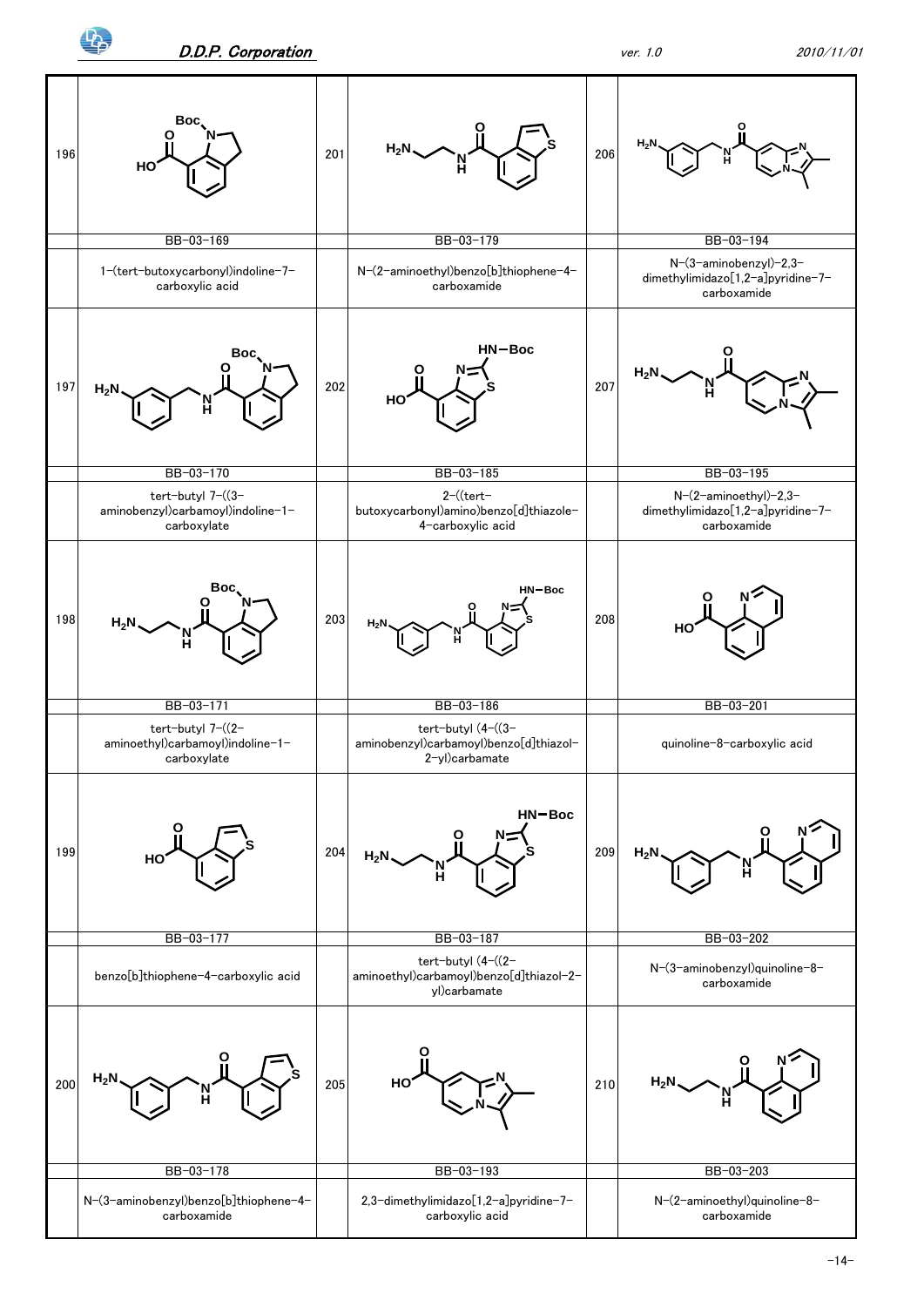| No. | Structure / ID / Name | No. | Structure / ID / Name | No. | Structure / ID / Name |
|---|---|---|---|---|---|
| 196 | BB-03-169 | 201 | BB-03-179 | 206 | BB-03-194 |
| | 1-(tert-butoxycarbonyl)indoline-7-carboxylic acid | | N-(2-aminoethyl)benzo[b]thiophene-4-carboxamide | | N-(3-aminobenzyl)-2,3-dimethylimidazo[1,2-a]pyridine-7-carboxamide |
| 197 | BB-03-170 | 202 | BB-03-185 | 207 | BB-03-195 |
| | tert-butyl 7-((3-aminobenzyl)carbamoyl)indoline-1-carboxylate | | 2-((tert-butoxycarbonyl)amino)benzo[d]thiazole-4-carboxylic acid | | N-(2-aminoethyl)-2,3-dimethylimidazo[1,2-a]pyridine-7-carboxamide |
| 198 | BB-03-171 | 203 | BB-03-186 | 208 | BB-03-201 |
| | tert-butyl 7-((2-aminoethyl)carbamoyl)indoline-1-carboxylate | | tert-butyl (4-((3-aminobenzyl)carbamoyl)benzo[d]thiazol-2-yl)carbamate | | quinoline-8-carboxylic acid |
| 199 | BB-03-177 | 204 | BB-03-187 | 209 | BB-03-202 |
| | benzo[b]thiophene-4-carboxylic acid | | tert-butyl (4-((2-aminoethyl)carbamoyl)benzo[d]thiazol-2-yl)carbamate | | N-(3-aminobenzyl)quinoline-8-carboxamide |
| 200 | BB-03-178 | 205 | BB-03-193 | 210 | BB-03-203 |
| | N-(3-aminobenzyl)benzo[b]thiophene-4-carboxamide | | 2,3-dimethylimidazo[1,2-a]pyridine-7-carboxylic acid | | N-(2-aminoethyl)quinoline-8-carboxamide |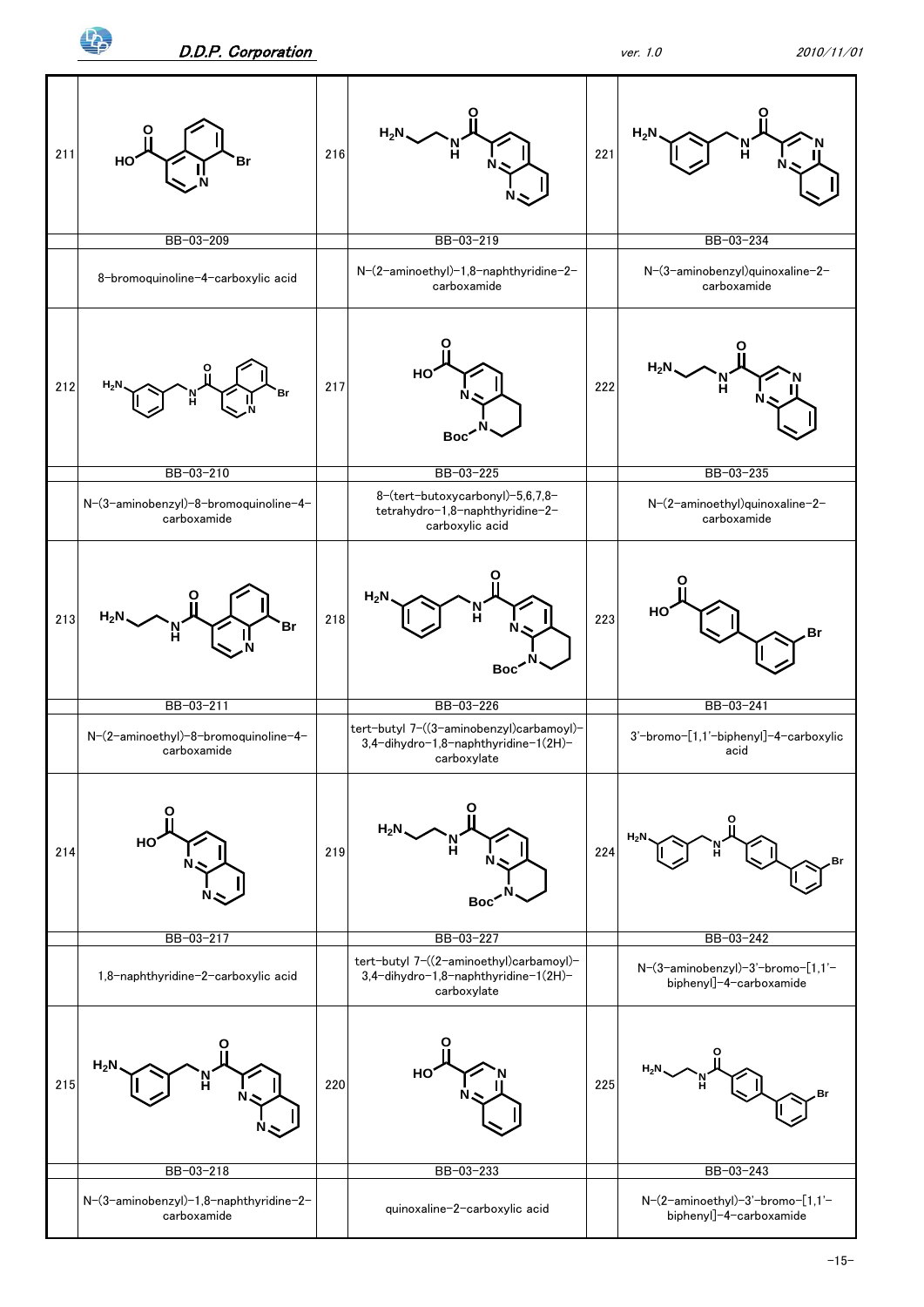| No. | Code | Name | No. | Code | Name | No. | Code | Name |
|---|---|---|---|---|---|---|---|---|
| 211 | BB-03-209 | 8-bromoquinoline-4-carboxylic acid | 216 | BB-03-219 | N-(2-aminoethyl)-1,8-naphthyridine-2-carboxamide | 221 | BB-03-234 | N-(3-aminobenzyl)quinoxaline-2-carboxamide |
| 212 | BB-03-210 | N-(3-aminobenzyl)-8-bromoquinoline-4-carboxamide | 217 | BB-03-225 | 8-(tert-butoxycarbonyl)-5,6,7,8-tetrahydro-1,8-naphthyridine-2-carboxylic acid | 222 | BB-03-235 | N-(2-aminoethyl)quinoxaline-2-carboxamide |
| 213 | BB-03-211 | N-(2-aminoethyl)-8-bromoquinoline-4-carboxamide | 218 | BB-03-226 | tert-butyl 7-((3-aminobenzyl)carbamoyl)-3,4-dihydro-1,8-naphthyridine-1(2H)-carboxylate | 223 | BB-03-241 | 3'-bromo-[1,1'-biphenyl]-4-carboxylic acid |
| 214 | BB-03-217 | 1,8-naphthyridine-2-carboxylic acid | 219 | BB-03-227 | tert-butyl 7-((2-aminoethyl)carbamoyl)-3,4-dihydro-1,8-naphthyridine-1(2H)-carboxylate | 224 | BB-03-242 | N-(3-aminobenzyl)-3'-bromo-[1,1'-biphenyl]-4-carboxamide |
| 215 | BB-03-218 | N-(3-aminobenzyl)-1,8-naphthyridine-2-carboxamide | 220 | BB-03-233 | quinoxaline-2-carboxylic acid | 225 | BB-03-243 | N-(2-aminoethyl)-3'-bromo-[1,1'-biphenyl]-4-carboxamide |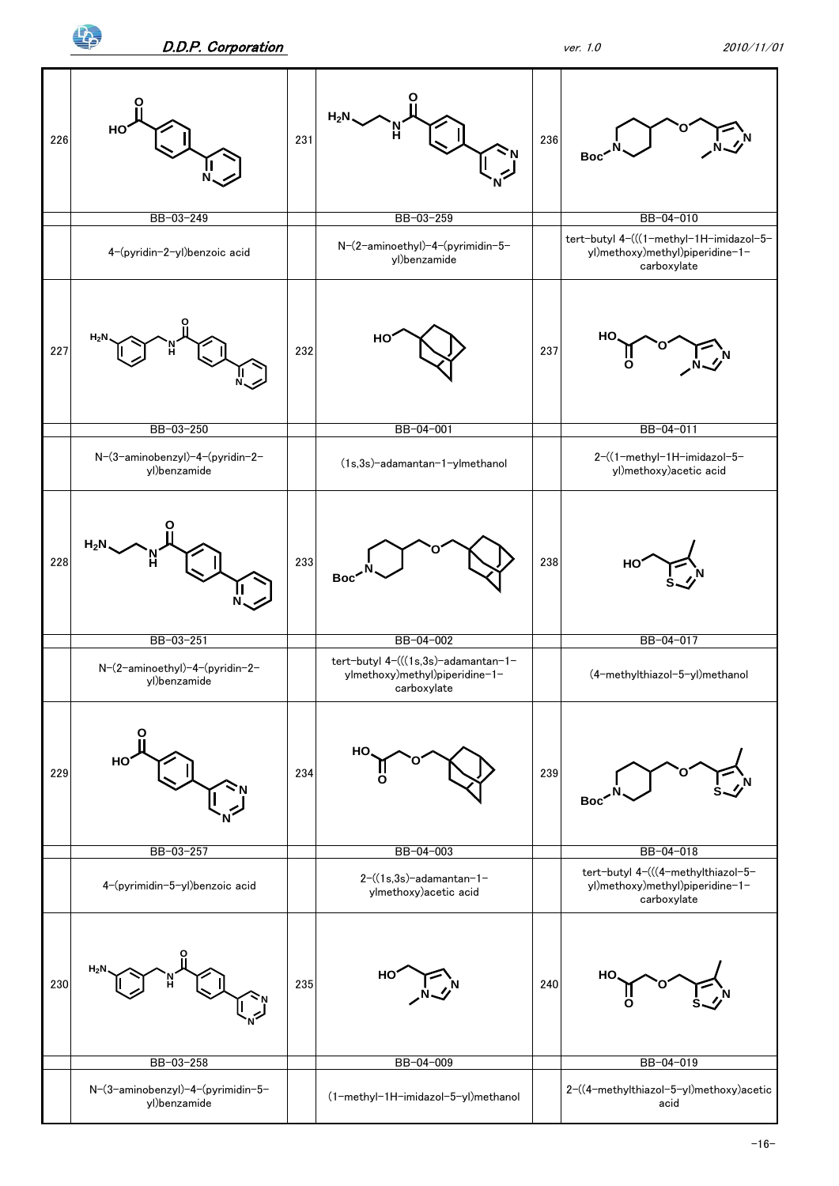| No. | Code | Name | No. | Code | Name | No. | Code | Name |
|---|---|---|---|---|---|---|---|---|
| 226 | BB-03-249 | 4-(pyridin-2-yl)benzoic acid | 231 | BB-03-259 | N-(2-aminoethyl)-4-(pyrimidin-5-yl)benzamide | 236 | BB-04-010 | tert-butyl 4-(((1-methyl-1H-imidazol-5-yl)methoxy)methyl)piperidine-1-carboxylate |
| 227 | BB-03-250 | N-(3-aminobenzyl)-4-(pyridin-2-yl)benzamide | 232 | BB-04-001 | (1s,3s)-adamantan-1-ylmethanol | 237 | BB-04-011 | 2-((1-methyl-1H-imidazol-5-yl)methoxy)acetic acid |
| 228 | BB-03-251 | N-(2-aminoethyl)-4-(pyridin-2-yl)benzamide | 233 | BB-04-002 | tert-butyl 4-(((1s,3s)-adamantan-1-ylmethoxy)methyl)piperidine-1-carboxylate | 238 | BB-04-017 | (4-methylthiazol-5-yl)methanol |
| 229 | BB-03-257 | 4-(pyrimidin-5-yl)benzoic acid | 234 | BB-04-003 | 2-((1s,3s)-adamantan-1-ylmethoxy)acetic acid | 239 | BB-04-018 | tert-butyl 4-(((4-methylthiazol-5-yl)methoxy)methyl)piperidine-1-carboxylate |
| 230 | BB-03-258 | N-(3-aminobenzyl)-4-(pyrimidin-5-yl)benzamide | 235 | BB-04-009 | (1-methyl-1H-imidazol-5-yl)methanol | 240 | BB-04-019 | 2-((4-methylthiazol-5-yl)methoxy)acetic acid |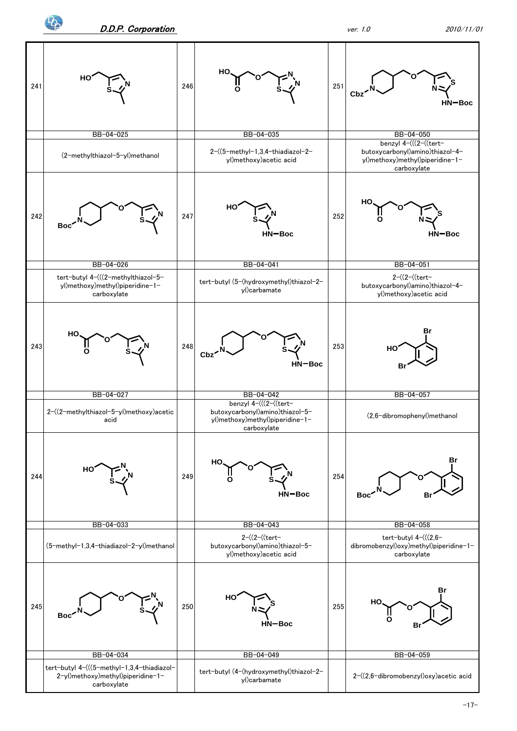| No. | Code | Name | No. | Code | Name | No. | Code | Name |
|---|---|---|---|---|---|---|---|---|
| 241 | BB-04-025 | (2-methylthiazol-5-yl)methanol | 246 | BB-04-035 | 2-((5-methyl-1,3,4-thiadiazol-2-yl)methoxy)acetic acid | 251 | BB-04-050 | benzyl 4-(((2-((tert-butoxycarbonyl)amino)thiazol-4-yl)methoxy)methyl)piperidine-1-carboxylate |
| 242 | BB-04-026 | tert-butyl 4-(((2-methylthiazol-5-yl)methoxy)methyl)piperidine-1-carboxylate | 247 | BB-04-041 | tert-butyl (5-(hydroxymethyl)thiazol-2-yl)carbamate | 252 | BB-04-051 | 2-((2-((tert-butoxycarbonyl)amino)thiazol-4-yl)methoxy)acetic acid |
| 243 | BB-04-027 | 2-((2-methylthiazol-5-yl)methoxy)acetic acid | 248 | BB-04-042 | benzyl 4-(((2-((tert-butoxycarbonyl)amino)thiazol-5-yl)methoxy)methyl)piperidine-1-carboxylate | 253 | BB-04-057 | (2,6-dibromophenyl)methanol |
| 244 | BB-04-033 | (5-methyl-1,3,4-thiadiazol-2-yl)methanol | 249 | BB-04-043 | 2-((2-((tert-butoxycarbonyl)amino)thiazol-5-yl)methoxy)acetic acid | 254 | BB-04-058 | tert-butyl 4-(((2,6-dibromobenzyl)oxy)methyl)piperidine-1-carboxylate |
| 245 | BB-04-034 | tert-butyl 4-(((5-methyl-1,3,4-thiadiazol-2-yl)methoxy)methyl)piperidine-1-carboxylate | 250 | BB-04-049 | tert-butyl (4-(hydroxymethyl)thiazol-2-yl)carbamate | 255 | BB-04-059 | 2-((2,6-dibromobenzyl)oxy)acetic acid |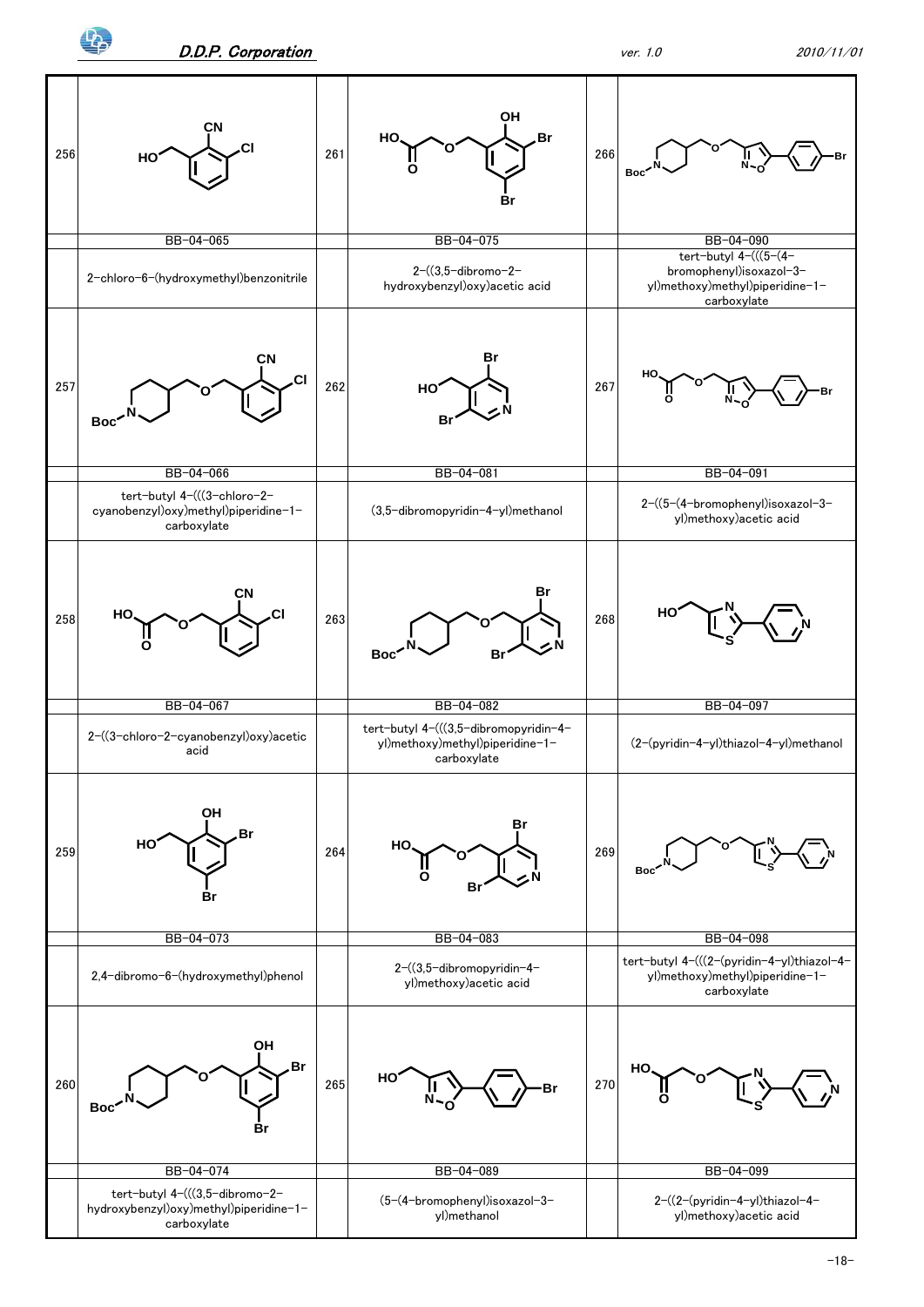| No. | Structure / ID / Name | No. | Structure / ID / Name | No. | Structure / ID / Name |
|---|---|---|---|---|---|
| 256 | BB-04-065<br>2-chloro-6-(hydroxymethyl)benzonitrile | 261 | BB-04-075<br>2-((3,5-dibromo-2-hydroxybenzyl)oxy)acetic acid | 266 | BB-04-090<br>tert-butyl 4-(((5-(4-bromophenyl)isoxazol-3-yl)methoxy)methyl)piperidine-1-carboxylate |
| 257 | BB-04-066<br>tert-butyl 4-(((3-chloro-2-cyanobenzyl)oxy)methyl)piperidine-1-carboxylate | 262 | BB-04-081<br>(3,5-dibromopyridin-4-yl)methanol | 267 | BB-04-091<br>2-((5-(4-bromophenyl)isoxazol-3-yl)methoxy)acetic acid |
| 258 | BB-04-067<br>2-((3-chloro-2-cyanobenzyl)oxy)acetic acid | 263 | BB-04-082<br>tert-butyl 4-(((3,5-dibromopyridin-4-yl)methoxy)methyl)piperidine-1-carboxylate | 268 | BB-04-097<br>(2-(pyridin-4-yl)thiazol-4-yl)methanol |
| 259 | BB-04-073<br>2,4-dibromo-6-(hydroxymethyl)phenol | 264 | BB-04-083<br>2-((3,5-dibromopyridin-4-yl)methoxy)acetic acid | 269 | BB-04-098<br>tert-butyl 4-(((2-(pyridin-4-yl)thiazol-4-yl)methoxy)methyl)piperidine-1-carboxylate |
| 260 | BB-04-074<br>tert-butyl 4-(((3,5-dibromo-2-hydroxybenzyl)oxy)methyl)piperidine-1-carboxylate | 265 | BB-04-089<br>(5-(4-bromophenyl)isoxazol-3-yl)methanol | 270 | BB-04-099<br>2-((2-(pyridin-4-yl)thiazol-4-yl)methoxy)acetic acid |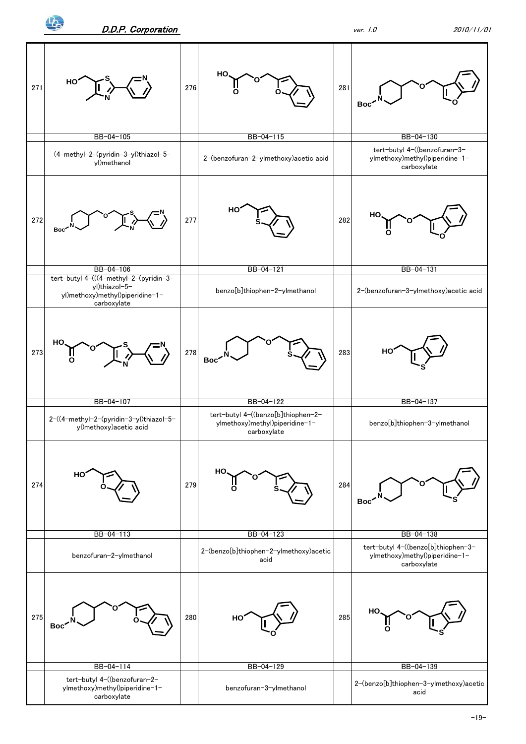| No. | ID | Name | No. | ID | Name | No. | ID | Name |
|---|---|---|---|---|---|---|---|---|
| 271 | BB-04-105 | (4-methyl-2-(pyridin-3-yl)thiazol-5-yl)methanol | 276 | BB-04-115 | 2-(benzofuran-2-ylmethoxy)acetic acid | 281 | BB-04-130 | tert-butyl 4-((benzofuran-3-ylmethoxy)methyl)piperidine-1-carboxylate |
| 272 | BB-04-106 | tert-butyl 4-(((4-methyl-2-(pyridin-3-yl)thiazol-5-yl)methoxy)methyl)piperidine-1-carboxylate | 277 | BB-04-121 | benzo[b]thiophen-2-ylmethanol | 282 | BB-04-131 | 2-(benzofuran-3-ylmethoxy)acetic acid |
| 273 | BB-04-107 | 2-((4-methyl-2-(pyridin-3-yl)thiazol-5-yl)methoxy)acetic acid | 278 | BB-04-122 | tert-butyl 4-((benzo[b]thiophen-2-ylmethoxy)methyl)piperidine-1-carboxylate | 283 | BB-04-137 | benzo[b]thiophen-3-ylmethanol |
| 274 | BB-04-113 | benzofuran-2-ylmethanol | 279 | BB-04-123 | 2-(benzo[b]thiophen-2-ylmethoxy)acetic acid | 284 | BB-04-138 | tert-butyl 4-((benzo[b]thiophen-3-ylmethoxy)methyl)piperidine-1-carboxylate |
| 275 | BB-04-114 | tert-butyl 4-((benzofuran-2-ylmethoxy)methyl)piperidine-1-carboxylate | 280 | BB-04-129 | benzofuran-3-ylmethanol | 285 | BB-04-139 | 2-(benzo[b]thiophen-3-ylmethoxy)acetic acid |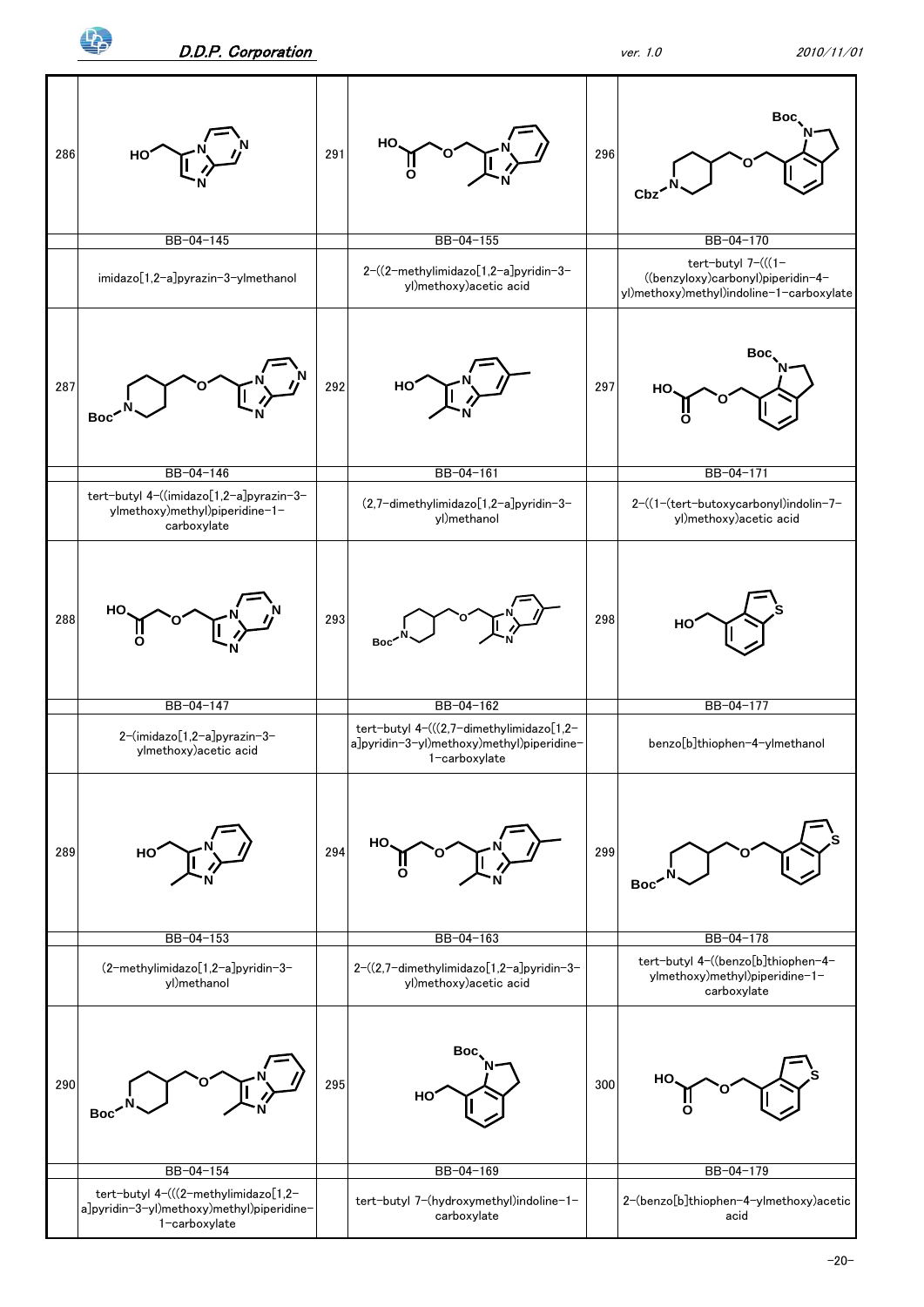| No. | Code | Name | No. | Code | Name | No. | Code | Name |
|---|---|---|---|---|---|---|---|---|
| 286 | BB-04-145 | imidazo[1,2-a]pyrazin-3-ylmethanol | 291 | BB-04-155 | 2-((2-methylimidazo[1,2-a]pyridin-3-yl)methoxy)acetic acid | 296 | BB-04-170 | tert-butyl 7-(((1-((benzyloxy)carbonyl)piperidin-4-yl)methoxy)methyl)indoline-1-carboxylate |
| 287 | BB-04-146 | tert-butyl 4-((imidazo[1,2-a]pyrazin-3-ylmethoxy)methyl)piperidine-1-carboxylate | 292 | BB-04-161 | (2,7-dimethylimidazo[1,2-a]pyridin-3-yl)methanol | 297 | BB-04-171 | 2-((1-(tert-butoxycarbonyl)indolin-7-yl)methoxy)acetic acid |
| 288 | BB-04-147 | 2-(imidazo[1,2-a]pyrazin-3-ylmethoxy)acetic acid | 293 | BB-04-162 | tert-butyl 4-(((2,7-dimethylimidazo[1,2-a]pyridin-3-yl)methoxy)methyl)piperidine-1-carboxylate | 298 | BB-04-177 | benzo[b]thiophen-4-ylmethanol |
| 289 | BB-04-153 | (2-methylimidazo[1,2-a]pyridin-3-yl)methanol | 294 | BB-04-163 | 2-((2,7-dimethylimidazo[1,2-a]pyridin-3-yl)methoxy)acetic acid | 299 | BB-04-178 | tert-butyl 4-((benzo[b]thiophen-4-ylmethoxy)methyl)piperidine-1-carboxylate |
| 290 | BB-04-154 | tert-butyl 4-(((2-methylimidazo[1,2-a]pyridin-3-yl)methoxy)methyl)piperidine-1-carboxylate | 295 | BB-04-169 | tert-butyl 7-(hydroxymethyl)indoline-1-carboxylate | 300 | BB-04-179 | 2-(benzo[b]thiophen-4-ylmethoxy)acetic acid |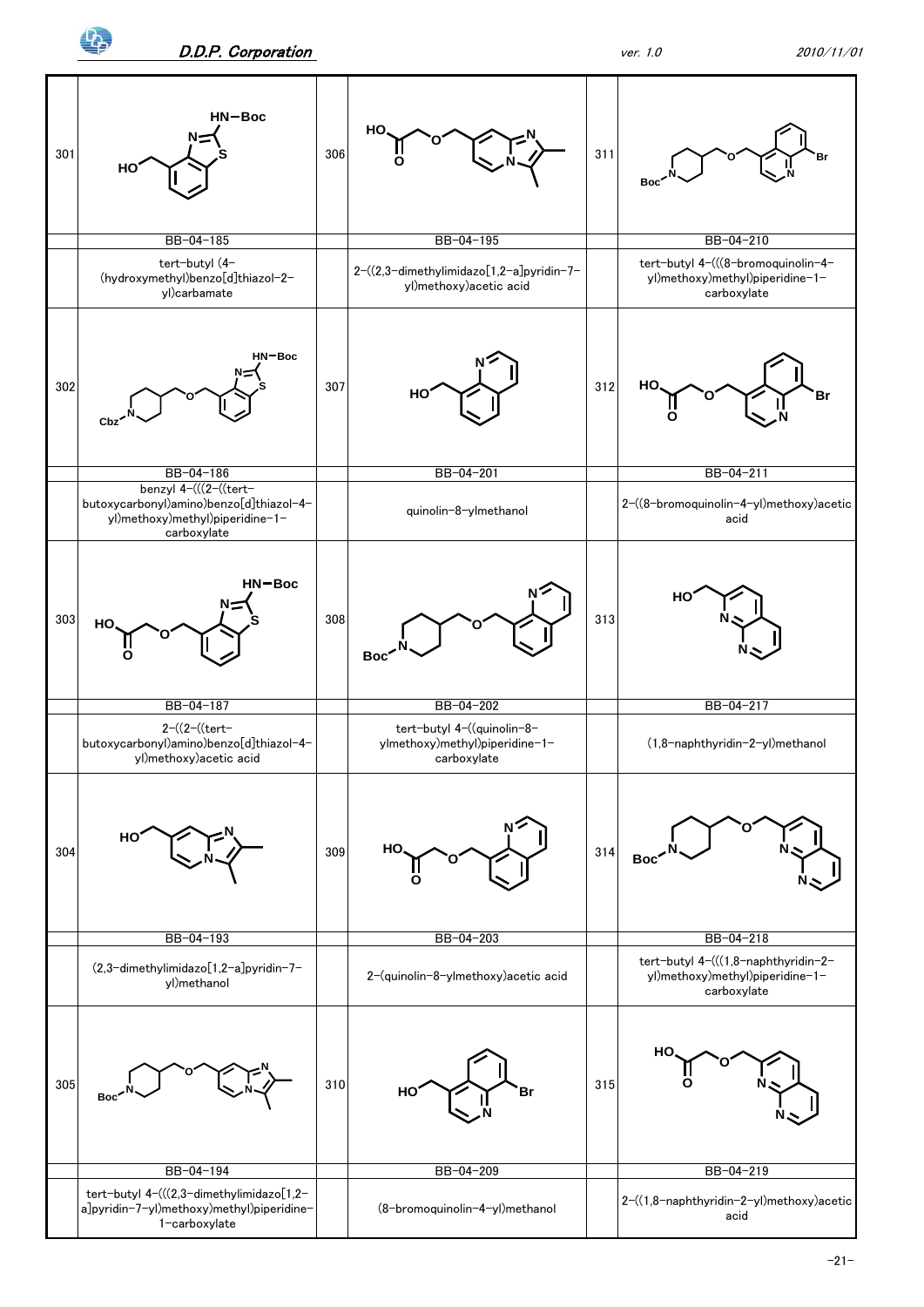| No. | Code | Name | No. | Code | Name | No. | Code | Name |
|---|---|---|---|---|---|---|---|---|
| 301 | BB-04-185 | tert-butyl (4-(hydroxymethyl)benzo[d]thiazol-2-yl)carbamate | 306 | BB-04-195 | 2-((2,3-dimethylimidazo[1,2-a]pyridin-7-yl)methoxy)acetic acid | 311 | BB-04-210 | tert-butyl 4-(((8-bromoquinolin-4-yl)methoxy)methyl)piperidine-1-carboxylate |
| 302 | BB-04-186 | benzyl 4-(((2-((tert-butoxycarbonyl)amino)benzo[d]thiazol-4-yl)methoxy)methyl)piperidine-1-carboxylate | 307 | BB-04-201 | quinolin-8-ylmethanol | 312 | BB-04-211 | 2-((8-bromoquinolin-4-yl)methoxy)acetic acid |
| 303 | BB-04-187 | 2-((2-((tert-butoxycarbonyl)amino)benzo[d]thiazol-4-yl)methoxy)acetic acid | 308 | BB-04-202 | tert-butyl 4-((quinolin-8-ylmethoxy)methyl)piperidine-1-carboxylate | 313 | BB-04-217 | (1,8-naphthyridin-2-yl)methanol |
| 304 | BB-04-193 | (2,3-dimethylimidazo[1,2-a]pyridin-7-yl)methanol | 309 | BB-04-203 | 2-(quinolin-8-ylmethoxy)acetic acid | 314 | BB-04-218 | tert-butyl 4-(((1,8-naphthyridin-2-yl)methoxy)methyl)piperidine-1-carboxylate |
| 305 | BB-04-194 | tert-butyl 4-(((2,3-dimethylimidazo[1,2-a]pyridin-7-yl)methoxy)methyl)piperidine-1-carboxylate | 310 | BB-04-209 | (8-bromoquinolin-4-yl)methanol | 315 | BB-04-219 | 2-((1,8-naphthyridin-2-yl)methoxy)acetic acid |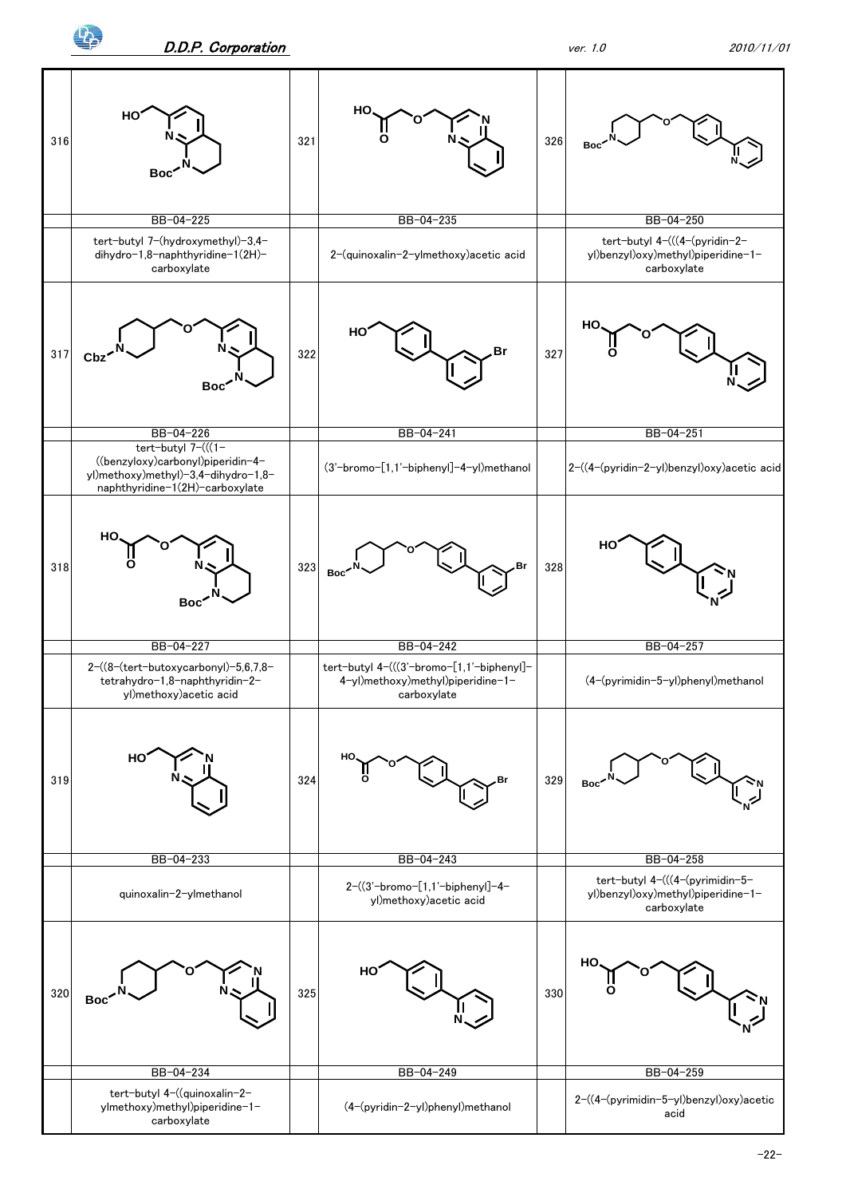| No. | Code | Name | No. | Code | Name | No. | Code | Name |
|---|---|---|---|---|---|---|---|---|
| 316 | BB-04-225 | tert-butyl 7-(hydroxymethyl)-3,4-dihydro-1,8-naphthyridine-1(2H)-carboxylate | 321 | BB-04-235 | 2-(quinoxalin-2-ylmethoxy)acetic acid | 326 | BB-04-250 | tert-butyl 4-(((4-(pyridin-2-yl)benzyl)oxy)methyl)piperidine-1-carboxylate |
| 317 | BB-04-226 | tert-butyl 7-(((1-((benzyloxy)carbonyl)piperidin-4-yl)methoxy)methyl)-3,4-dihydro-1,8-naphthyridine-1(2H)-carboxylate | 322 | BB-04-241 | (3'-bromo-[1,1'-biphenyl]-4-yl)methanol | 327 | BB-04-251 | 2-((4-(pyridin-2-yl)benzyl)oxy)acetic acid |
| 318 | BB-04-227 | 2-((8-(tert-butoxycarbonyl)-5,6,7,8-tetrahydro-1,8-naphthyridin-2-yl)methoxy)acetic acid | 323 | BB-04-242 | tert-butyl 4-(((3'-bromo-[1,1'-biphenyl]-4-yl)methoxy)methyl)piperidine-1-carboxylate | 328 | BB-04-257 | (4-(pyrimidin-5-yl)phenyl)methanol |
| 319 | BB-04-233 | quinoxalin-2-ylmethanol | 324 | BB-04-243 | 2-((3'-bromo-[1,1'-biphenyl]-4-yl)methoxy)acetic acid | 329 | BB-04-258 | tert-butyl 4-(((4-(pyrimidin-5-yl)benzyl)oxy)methyl)piperidine-1-carboxylate |
| 320 | BB-04-234 | tert-butyl 4-((quinoxalin-2-ylmethoxy)methyl)piperidine-1-carboxylate | 325 | BB-04-249 | (4-(pyridin-2-yl)phenyl)methanol | 330 | BB-04-259 | 2-((4-(pyrimidin-5-yl)benzyl)oxy)acetic acid |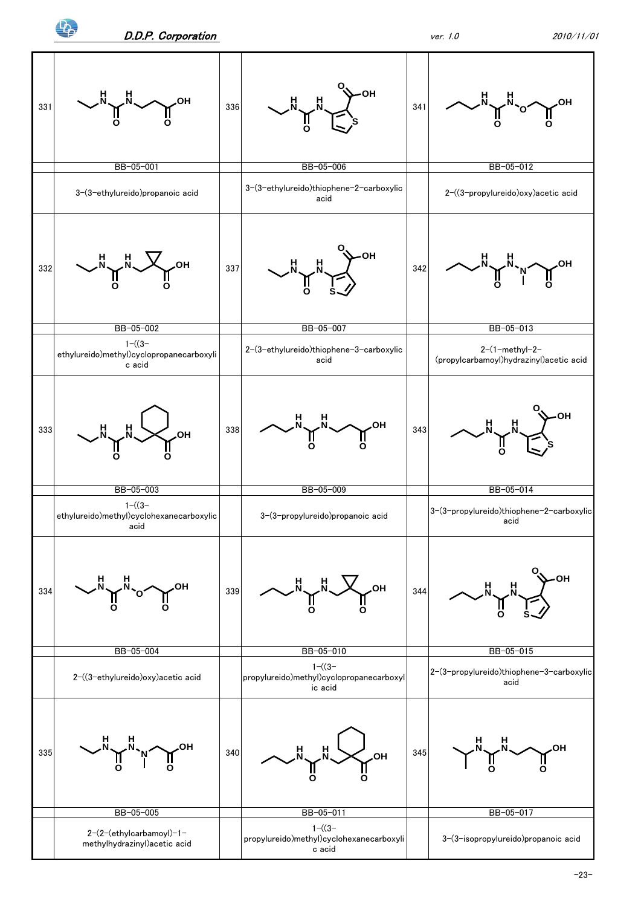| No. | Code | Name |
|---|---|---|
| 331 | BB-05-001 | 3-(3-ethylureido)propanoic acid |
| 332 | BB-05-002 | 1-((3-ethylureido)methyl)cyclopropanecarboxylic acid |
| 333 | BB-05-003 | 1-((3-ethylureido)methyl)cyclohexanecarboxylic acid |
| 334 | BB-05-004 | 2-((3-ethylureido)oxy)acetic acid |
| 335 | BB-05-005 | 2-(2-(ethylcarbamoyl)-1-methylhydrazinyl)acetic acid |
| 336 | BB-05-006 | 3-(3-ethylureido)thiophene-2-carboxylic acid |
| 337 | BB-05-007 | 2-(3-ethylureido)thiophene-3-carboxylic acid |
| 338 | BB-05-009 | 3-(3-propylureido)propanoic acid |
| 339 | BB-05-010 | 1-((3-propylureido)methyl)cyclopropanecarboxylic acid |
| 340 | BB-05-011 | 1-((3-propylureido)methyl)cyclohexanecarboxylic acid |
| 341 | BB-05-012 | 2-((3-propylureido)oxy)acetic acid |
| 342 | BB-05-013 | 2-(1-methyl-2-(propylcarbamoyl)hydrazinyl)acetic acid |
| 343 | BB-05-014 | 3-(3-propylureido)thiophene-2-carboxylic acid |
| 344 | BB-05-015 | 2-(3-propylureido)thiophene-3-carboxylic acid |
| 345 | BB-05-017 | 3-(3-isopropylureido)propanoic acid |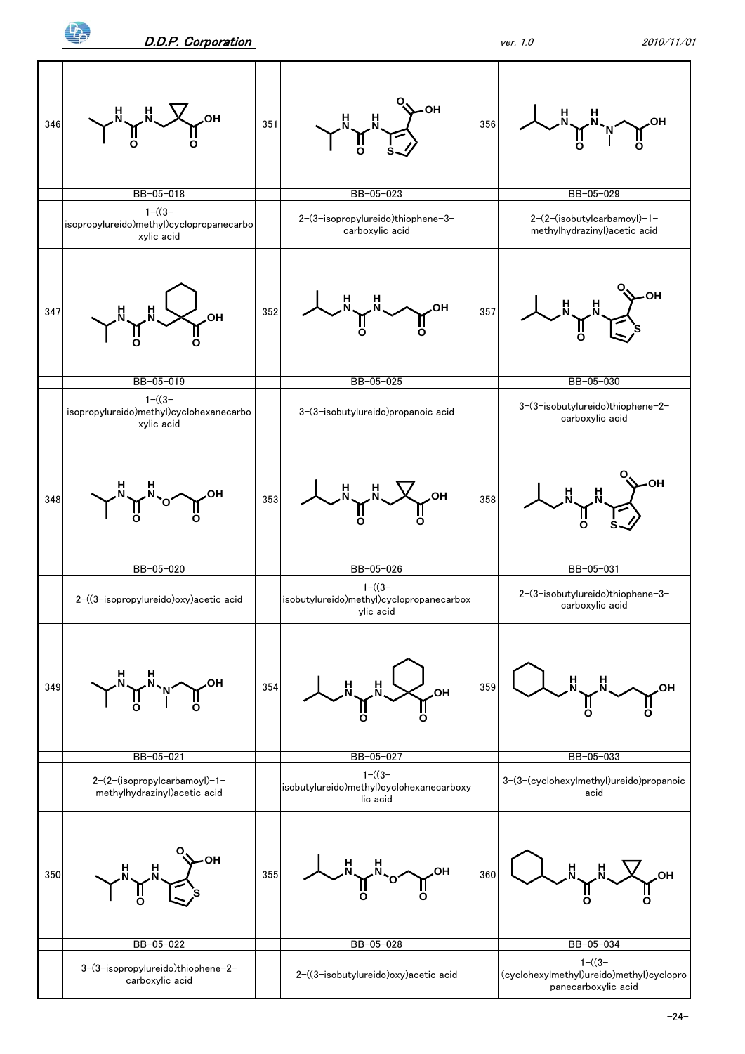| No. | ID | Name |
|---|---|---|
| 346 | BB-05-018 | 1-((3-isopropylureido)methyl)cyclopropanecarboxylic acid |
| 347 | BB-05-019 | 1-((3-isopropylureido)methyl)cyclohexanecarboxylic acid |
| 348 | BB-05-020 | 2-((3-isopropylureido)oxy)acetic acid |
| 349 | BB-05-021 | 2-(2-(isopropylcarbamoyl)-1-methylhydrazinyl)acetic acid |
| 350 | BB-05-022 | 3-(3-isopropylureido)thiophene-2-carboxylic acid |
| 351 | BB-05-023 | 2-(3-isopropylureido)thiophene-3-carboxylic acid |
| 352 | BB-05-025 | 3-(3-isobutylureido)propanoic acid |
| 353 | BB-05-026 | 1-((3-isobutylureido)methyl)cyclopropanecarboxylic acid |
| 354 | BB-05-027 | 1-((3-isobutylureido)methyl)cyclohexanecarboxylic acid |
| 355 | BB-05-028 | 2-((3-isobutylureido)oxy)acetic acid |
| 356 | BB-05-029 | 2-(2-(isobutylcarbamoyl)-1-methylhydrazinyl)acetic acid |
| 357 | BB-05-030 | 3-(3-isobutylureido)thiophene-2-carboxylic acid |
| 358 | BB-05-031 | 2-(3-isobutylureido)thiophene-3-carboxylic acid |
| 359 | BB-05-033 | 3-(3-(cyclohexylmethyl)ureido)propanoic acid |
| 360 | BB-05-034 | 1-((3-(cyclohexylmethyl)ureido)methyl)cyclopropanecarboxylic acid |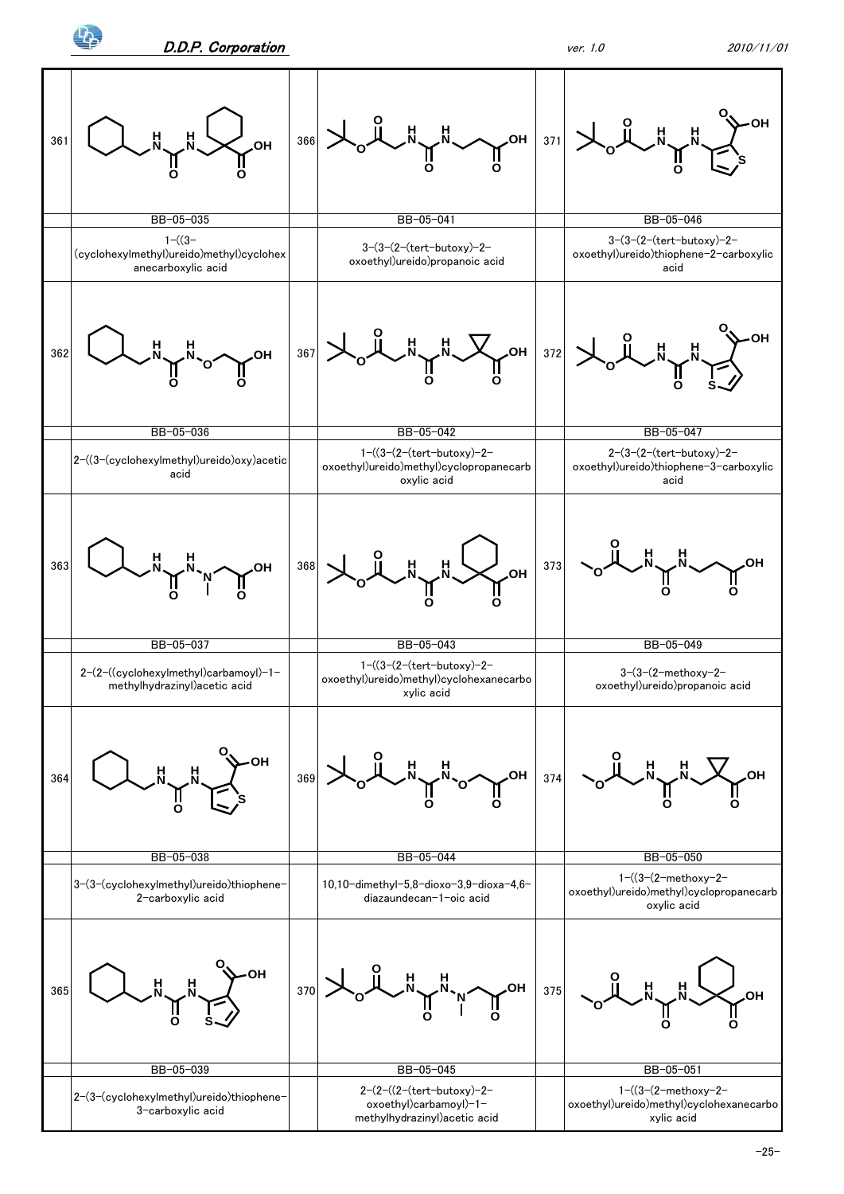| No. | Code | Name | No. | Code | Name | No. | Code | Name |
|---|---|---|---|---|---|---|---|---|
| 361 | BB-05-035 | 1-((3-(cyclohexylmethyl)ureido)methyl)cyclohexanecarboxylic acid | 366 | BB-05-041 | 3-(3-(2-(tert-butoxy)-2-oxoethyl)ureido)propanoic acid | 371 | BB-05-046 | 3-(3-(2-(tert-butoxy)-2-oxoethyl)ureido)thiophene-2-carboxylic acid |
| 362 | BB-05-036 | 2-((3-(cyclohexylmethyl)ureido)oxy)acetic acid | 367 | BB-05-042 | 1-((3-(2-(tert-butoxy)-2-oxoethyl)ureido)methyl)cyclopropanecarboxylic acid | 372 | BB-05-047 | 2-(3-(2-(tert-butoxy)-2-oxoethyl)ureido)thiophene-3-carboxylic acid |
| 363 | BB-05-037 | 2-(2-((cyclohexylmethyl)carbamoyl)-1-methylhydrazinyl)acetic acid | 368 | BB-05-043 | 1-((3-(2-(tert-butoxy)-2-oxoethyl)ureido)methyl)cyclohexanecarboxylic acid | 373 | BB-05-049 | 3-(3-(2-methoxy-2-oxoethyl)ureido)propanoic acid |
| 364 | BB-05-038 | 3-(3-(cyclohexylmethyl)ureido)thiophene-2-carboxylic acid | 369 | BB-05-044 | 10,10-dimethyl-5,8-dioxo-3,9-dioxa-4,6-diazaundecan-1-oic acid | 374 | BB-05-050 | 1-((3-(2-methoxy-2-oxoethyl)ureido)methyl)cyclopropanecarboxylic acid |
| 365 | BB-05-039 | 2-(3-(cyclohexylmethyl)ureido)thiophene-3-carboxylic acid | 370 | BB-05-045 | 2-(2-((2-(tert-butoxy)-2-oxoethyl)carbamoyl)-1-methylhydrazinyl)acetic acid | 375 | BB-05-051 | 1-((3-(2-methoxy-2-oxoethyl)ureido)methyl)cyclohexanecarboxylic acid |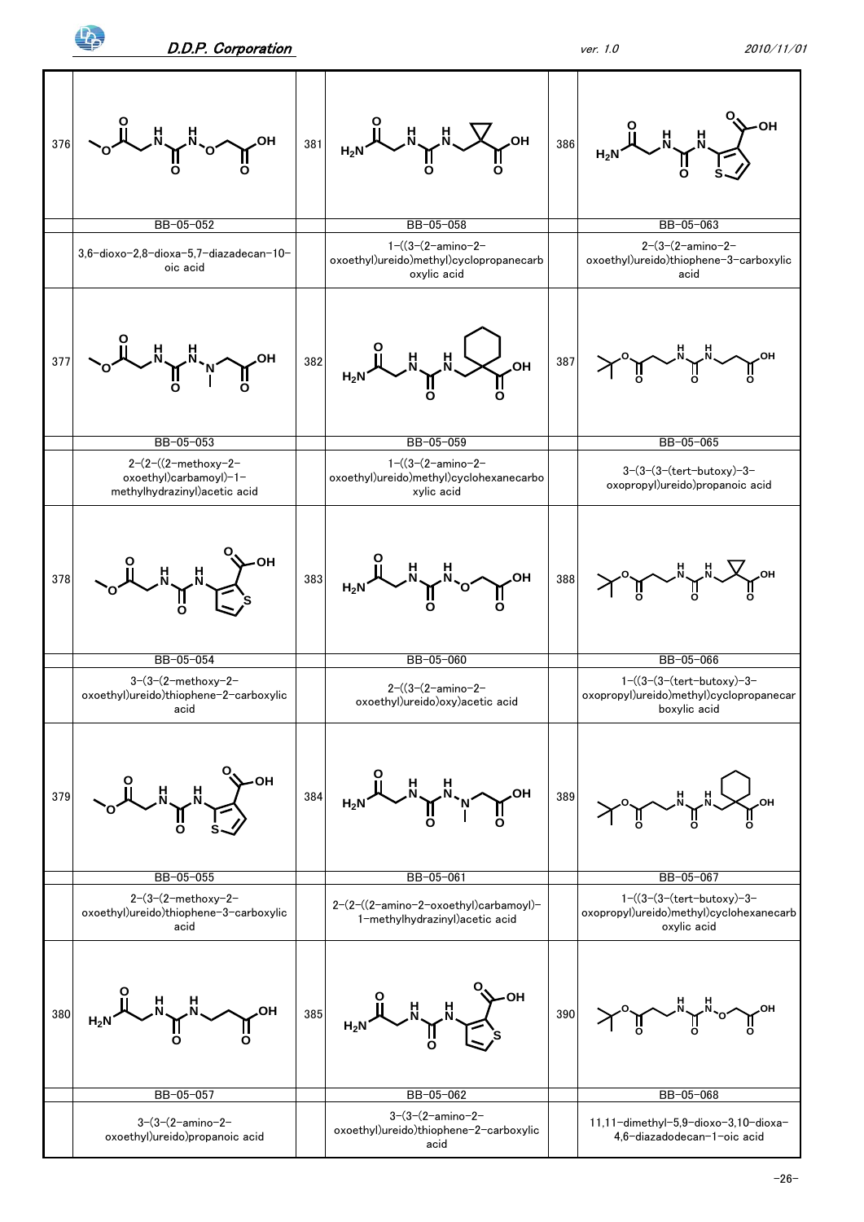| No. | ID | Name |
| --- | --- | --- |
| 376 | BB-05-052 | 3,6-dioxo-2,8-dioxa-5,7-diazadecan-10-oic acid |
| 377 | BB-05-053 | 2-(2-((2-methoxy-2-oxoethyl)carbamoyl)-1-methylhydrazinyl)acetic acid |
| 378 | BB-05-054 | 3-(3-(2-methoxy-2-oxoethyl)ureido)thiophene-2-carboxylic acid |
| 379 | BB-05-055 | 2-(3-(2-methoxy-2-oxoethyl)ureido)thiophene-3-carboxylic acid |
| 380 | BB-05-057 | 3-(3-(2-amino-2-oxoethyl)ureido)propanoic acid |
| 381 | BB-05-058 | 1-((3-(2-amino-2-oxoethyl)ureido)methyl)cyclopropanecarboxylic acid |
| 382 | BB-05-059 | 1-((3-(2-amino-2-oxoethyl)ureido)methyl)cyclohexanecarboxylic acid |
| 383 | BB-05-060 | 2-((3-(2-amino-2-oxoethyl)ureido)oxy)acetic acid |
| 384 | BB-05-061 | 2-(2-((2-amino-2-oxoethyl)carbamoyl)-1-methylhydrazinyl)acetic acid |
| 385 | BB-05-062 | 3-(3-(2-amino-2-oxoethyl)ureido)thiophene-2-carboxylic acid |
| 386 | BB-05-063 | 2-(3-(2-amino-2-oxoethyl)ureido)thiophene-3-carboxylic acid |
| 387 | BB-05-065 | 3-(3-(3-(tert-butoxy)-3-oxopropyl)ureido)propanoic acid |
| 388 | BB-05-066 | 1-((3-(3-(tert-butoxy)-3-oxopropyl)ureido)methyl)cyclopropanecarboxylic acid |
| 389 | BB-05-067 | 1-((3-(3-(tert-butoxy)-3-oxopropyl)ureido)methyl)cyclohexanecarboxylic acid |
| 390 | BB-05-068 | 11,11-dimethyl-5,9-dioxo-3,10-dioxa-4,6-diazadodecan-1-oic acid |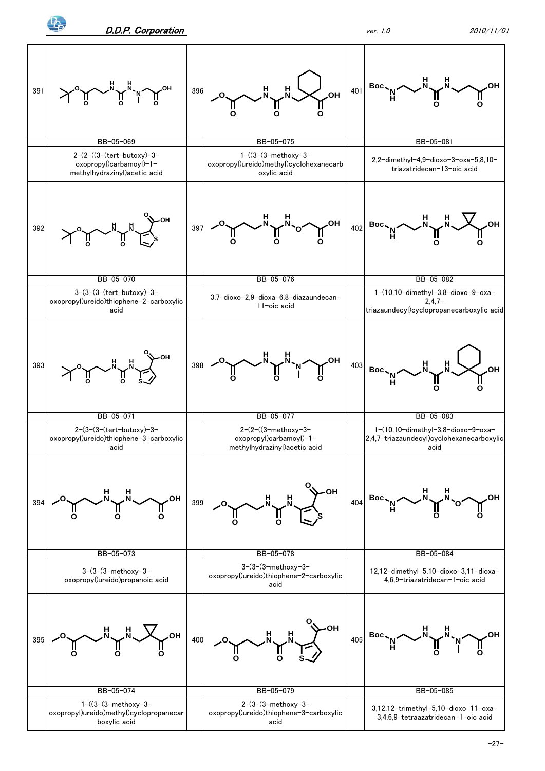| No. | Code | Name | No. | Code | Name | No. | Code | Name |
|---|---|---|---|---|---|---|---|---|
| 391 | BB-05-069 | 2-(2-((3-(tert-butoxy)-3-oxopropyl)carbamoyl)-1-methylhydrazinyl)acetic acid | 396 | BB-05-075 | 1-((3-(3-methoxy-3-oxopropyl)ureido)methyl)cyclohexanecarboxylic acid | 401 | BB-05-081 | 2,2-dimethyl-4,9-dioxo-3-oxa-5,8,10-triazatridecan-13-oic acid |
| 392 | BB-05-070 | 3-(3-(3-(tert-butoxy)-3-oxopropyl)ureido)thiophene-2-carboxylic acid | 397 | BB-05-076 | 3,7-dioxo-2,9-dioxa-6,8-diazaundecan-11-oic acid | 402 | BB-05-082 | 1-(10,10-dimethyl-3,8-dioxo-9-oxa-2,4,7-triazaundecyl)cyclopropanecarboxylic acid |
| 393 | BB-05-071 | 2-(3-(3-(tert-butoxy)-3-oxopropyl)ureido)thiophene-3-carboxylic acid | 398 | BB-05-077 | 2-(2-((3-methoxy-3-oxopropyl)carbamoyl)-1-methylhydrazinyl)acetic acid | 403 | BB-05-083 | 1-(10,10-dimethyl-3,8-dioxo-9-oxa-2,4,7-triazaundecyl)cyclohexanecarboxylic acid |
| 394 | BB-05-073 | 3-(3-(3-methoxy-3-oxopropyl)ureido)propanoic acid | 399 | BB-05-078 | 3-(3-(3-methoxy-3-oxopropyl)ureido)thiophene-2-carboxylic acid | 404 | BB-05-084 | 12,12-dimethyl-5,10-dioxo-3,11-dioxa-4,6,9-triazatridecan-1-oic acid |
| 395 | BB-05-074 | 1-((3-(3-methoxy-3-oxopropyl)ureido)methyl)cyclopropanecarboxylic acid | 400 | BB-05-079 | 2-(3-(3-methoxy-3-oxopropyl)ureido)thiophene-3-carboxylic acid | 405 | BB-05-085 | 3,12,12-trimethyl-5,10-dioxo-11-oxa-3,4,6,9-tetraazatridecan-1-oic acid |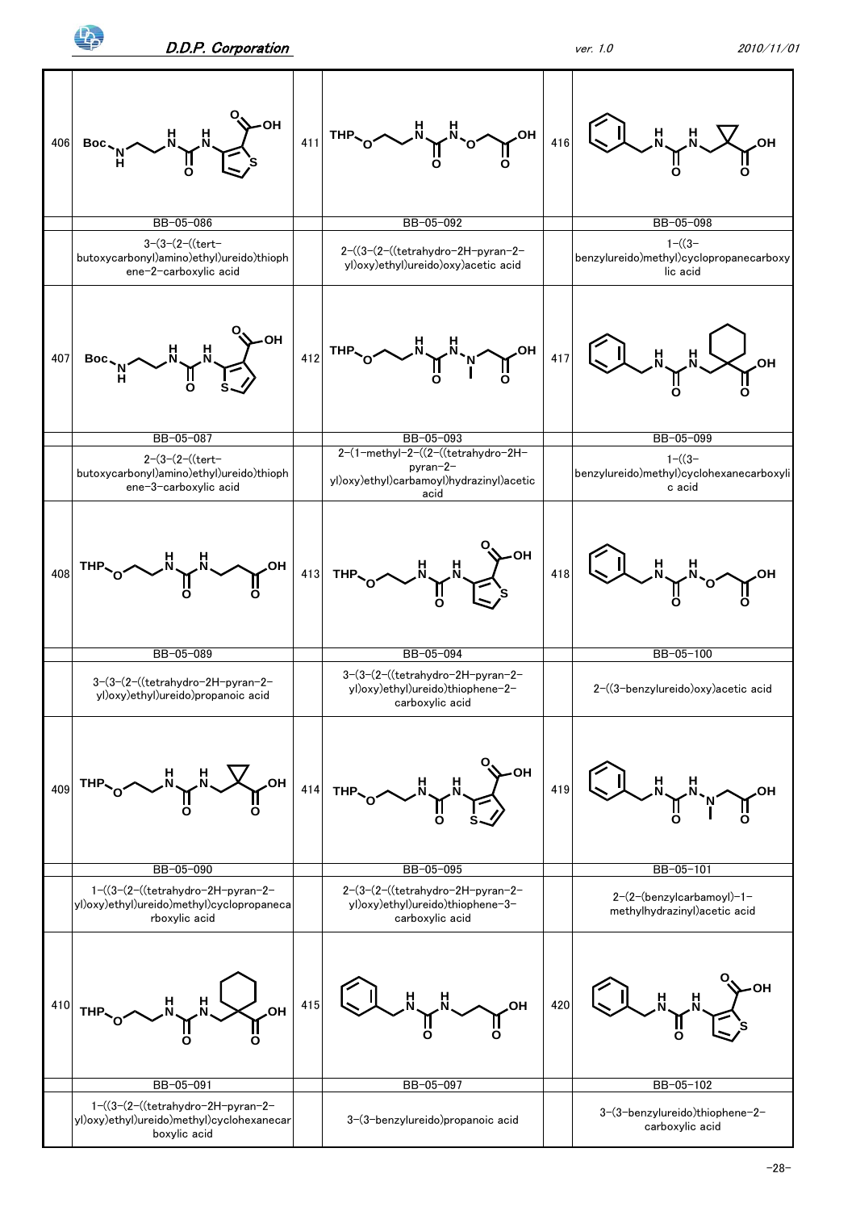| No. | Catalog No. | Name |
| --- | --- | --- |
| 406 | BB-05-086 | 3-(3-(2-((tert-butoxycarbonyl)amino)ethyl)ureido)thiophene-2-carboxylic acid |
| 407 | BB-05-087 | 2-(3-(2-((tert-butoxycarbonyl)amino)ethyl)ureido)thiophene-3-carboxylic acid |
| 408 | BB-05-089 | 3-(3-(2-((tetrahydro-2H-pyran-2-yl)oxy)ethyl)ureido)propanoic acid |
| 409 | BB-05-090 | 1-((3-(2-((tetrahydro-2H-pyran-2-yl)oxy)ethyl)ureido)methyl)cyclopropanecarboxylic acid |
| 410 | BB-05-091 | 1-((3-(2-((tetrahydro-2H-pyran-2-yl)oxy)ethyl)ureido)methyl)cyclohexanecarboxylic acid |
| 411 | BB-05-092 | 2-((3-(2-((tetrahydro-2H-pyran-2-yl)oxy)ethyl)ureido)oxy)acetic acid |
| 412 | BB-05-093 | 2-(1-methyl-2-((2-((tetrahydro-2H-pyran-2-yl)oxy)ethyl)carbamoyl)hydrazinyl)acetic acid |
| 413 | BB-05-094 | 3-(3-(2-((tetrahydro-2H-pyran-2-yl)oxy)ethyl)ureido)thiophene-2-carboxylic acid |
| 414 | BB-05-095 | 2-(3-(2-((tetrahydro-2H-pyran-2-yl)oxy)ethyl)ureido)thiophene-3-carboxylic acid |
| 415 | BB-05-097 | 3-(3-benzylureido)propanoic acid |
| 416 | BB-05-098 | 1-((3-benzylureido)methyl)cyclopropanecarboxylic acid |
| 417 | BB-05-099 | 1-((3-benzylureido)methyl)cyclohexanecarboxylic acid |
| 418 | BB-05-100 | 2-((3-benzylureido)oxy)acetic acid |
| 419 | BB-05-101 | 2-(2-(benzylcarbamoyl)-1-methylhydrazinyl)acetic acid |
| 420 | BB-05-102 | 3-(3-benzylureido)thiophene-2-carboxylic acid |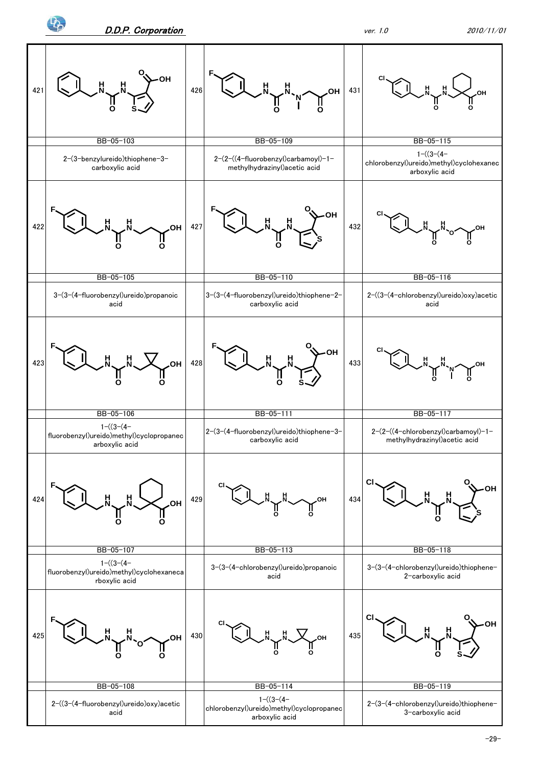| No. | Code | Name |
|---|---|---|
| 421 | BB-05-103 | 2-(3-benzylureido)thiophene-3-carboxylic acid |
| 422 | BB-05-105 | 3-(3-(4-fluorobenzyl)ureido)propanoic acid |
| 423 | BB-05-106 | 1-((3-(4-fluorobenzyl)ureido)methyl)cyclopropanecarboxylic acid |
| 424 | BB-05-107 | 1-((3-(4-fluorobenzyl)ureido)methyl)cyclohexanecarboxylic acid |
| 425 | BB-05-108 | 2-((3-(4-fluorobenzyl)ureido)oxy)acetic acid |
| 426 | BB-05-109 | 2-(2-((4-fluorobenzyl)carbamoyl)-1-methylhydrazinyl)acetic acid |
| 427 | BB-05-110 | 3-(3-(4-fluorobenzyl)ureido)thiophene-2-carboxylic acid |
| 428 | BB-05-111 | 2-(3-(4-fluorobenzyl)ureido)thiophene-3-carboxylic acid |
| 429 | BB-05-113 | 3-(3-(4-chlorobenzyl)ureido)propanoic acid |
| 430 | BB-05-114 | 1-((3-(4-chlorobenzyl)ureido)methyl)cyclopropanecarboxylic acid |
| 431 | BB-05-115 | 1-((3-(4-chlorobenzyl)ureido)methyl)cyclohexanecarboxylic acid |
| 432 | BB-05-116 | 2-((3-(4-chlorobenzyl)ureido)oxy)acetic acid |
| 433 | BB-05-117 | 2-(2-((4-chlorobenzyl)carbamoyl)-1-methylhydrazinyl)acetic acid |
| 434 | BB-05-118 | 3-(3-(4-chlorobenzyl)ureido)thiophene-2-carboxylic acid |
| 435 | BB-05-119 | 2-(3-(4-chlorobenzyl)ureido)thiophene-3-carboxylic acid |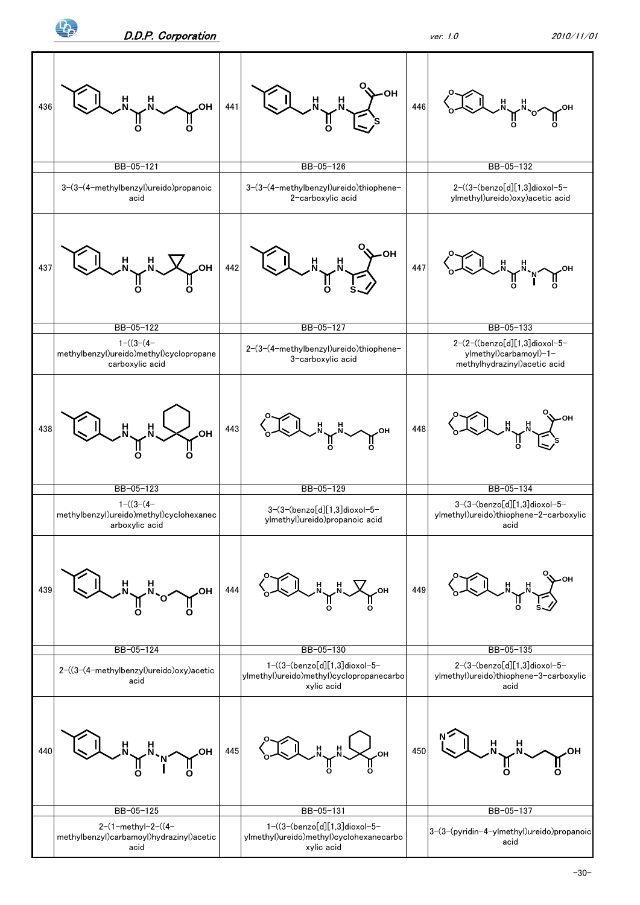| No. | ID | Name |
|---|---|---|
| 436 | BB-05-121 | 3-(3-(4-methylbenzyl)ureido)propanoic acid |
| 437 | BB-05-122 | 1-((3-(4-methylbenzyl)ureido)methyl)cyclopropane carboxylic acid |
| 438 | BB-05-123 | 1-((3-(4-methylbenzyl)ureido)methyl)cyclohexanecarboxylic acid |
| 439 | BB-05-124 | 2-((3-(4-methylbenzyl)ureido)oxy)acetic acid |
| 440 | BB-05-125 | 2-(1-methyl-2-((4-methylbenzyl)carbamoyl)hydrazinyl)acetic acid |
| 441 | BB-05-126 | 3-(3-(4-methylbenzyl)ureido)thiophene-2-carboxylic acid |
| 442 | BB-05-127 | 2-(3-(4-methylbenzyl)ureido)thiophene-3-carboxylic acid |
| 443 | BB-05-129 | 3-(3-(benzo[d][1,3]dioxol-5-ylmethyl)ureido)propanoic acid |
| 444 | BB-05-130 | 1-((3-(benzo[d][1,3]dioxol-5-ylmethyl)ureido)methyl)cyclopropanecarboxylic acid |
| 445 | BB-05-131 | 1-((3-(benzo[d][1,3]dioxol-5-ylmethyl)ureido)methyl)cyclohexanecarboxylic acid |
| 446 | BB-05-132 | 2-((3-(benzo[d][1,3]dioxol-5-ylmethyl)ureido)oxy)acetic acid |
| 447 | BB-05-133 | 2-(2-((benzo[d][1,3]dioxol-5-ylmethyl)carbamoyl)-1-methylhydrazinyl)acetic acid |
| 448 | BB-05-134 | 3-(3-(benzo[d][1,3]dioxol-5-ylmethyl)ureido)thiophene-2-carboxylic acid |
| 449 | BB-05-135 | 2-(3-(benzo[d][1,3]dioxol-5-ylmethyl)ureido)thiophene-3-carboxylic acid |
| 450 | BB-05-137 | 3-(3-(pyridin-4-ylmethyl)ureido)propanoic acid |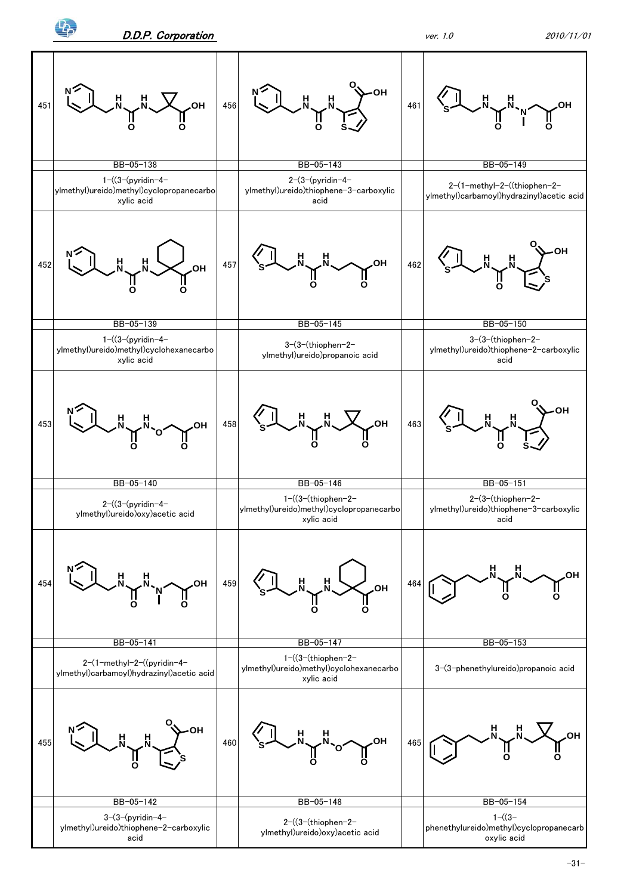| No. | Catalog No. | Chemical Name |
| --- | --- | --- |
| 451 | BB-05-138 | 1-((3-(pyridin-4-ylmethyl)ureido)methyl)cyclopropanecarboxylic acid |
| 452 | BB-05-139 | 1-((3-(pyridin-4-ylmethyl)ureido)methyl)cyclohexanecarboxylic acid |
| 453 | BB-05-140 | 2-((3-(pyridin-4-ylmethyl)ureido)oxy)acetic acid |
| 454 | BB-05-141 | 2-(1-methyl-2-((pyridin-4-ylmethyl)carbamoyl)hydrazinyl)acetic acid |
| 455 | BB-05-142 | 3-(3-(pyridin-4-ylmethyl)ureido)thiophene-2-carboxylic acid |
| 456 | BB-05-143 | 2-(3-(pyridin-4-ylmethyl)ureido)thiophene-3-carboxylic acid |
| 457 | BB-05-145 | 3-(3-(thiophen-2-ylmethyl)ureido)propanoic acid |
| 458 | BB-05-146 | 1-((3-(thiophen-2-ylmethyl)ureido)methyl)cyclopropanecarboxylic acid |
| 459 | BB-05-147 | 1-((3-(thiophen-2-ylmethyl)ureido)methyl)cyclohexanecarboxylic acid |
| 460 | BB-05-148 | 2-((3-(thiophen-2-ylmethyl)ureido)oxy)acetic acid |
| 461 | BB-05-149 | 2-(1-methyl-2-((thiophen-2-ylmethyl)carbamoyl)hydrazinyl)acetic acid |
| 462 | BB-05-150 | 3-(3-(thiophen-2-ylmethyl)ureido)thiophene-2-carboxylic acid |
| 463 | BB-05-151 | 2-(3-(thiophen-2-ylmethyl)ureido)thiophene-3-carboxylic acid |
| 464 | BB-05-153 | 3-(3-phenethylureido)propanoic acid |
| 465 | BB-05-154 | 1-((3-phenethylureido)methyl)cyclopropanecarboxylic acid |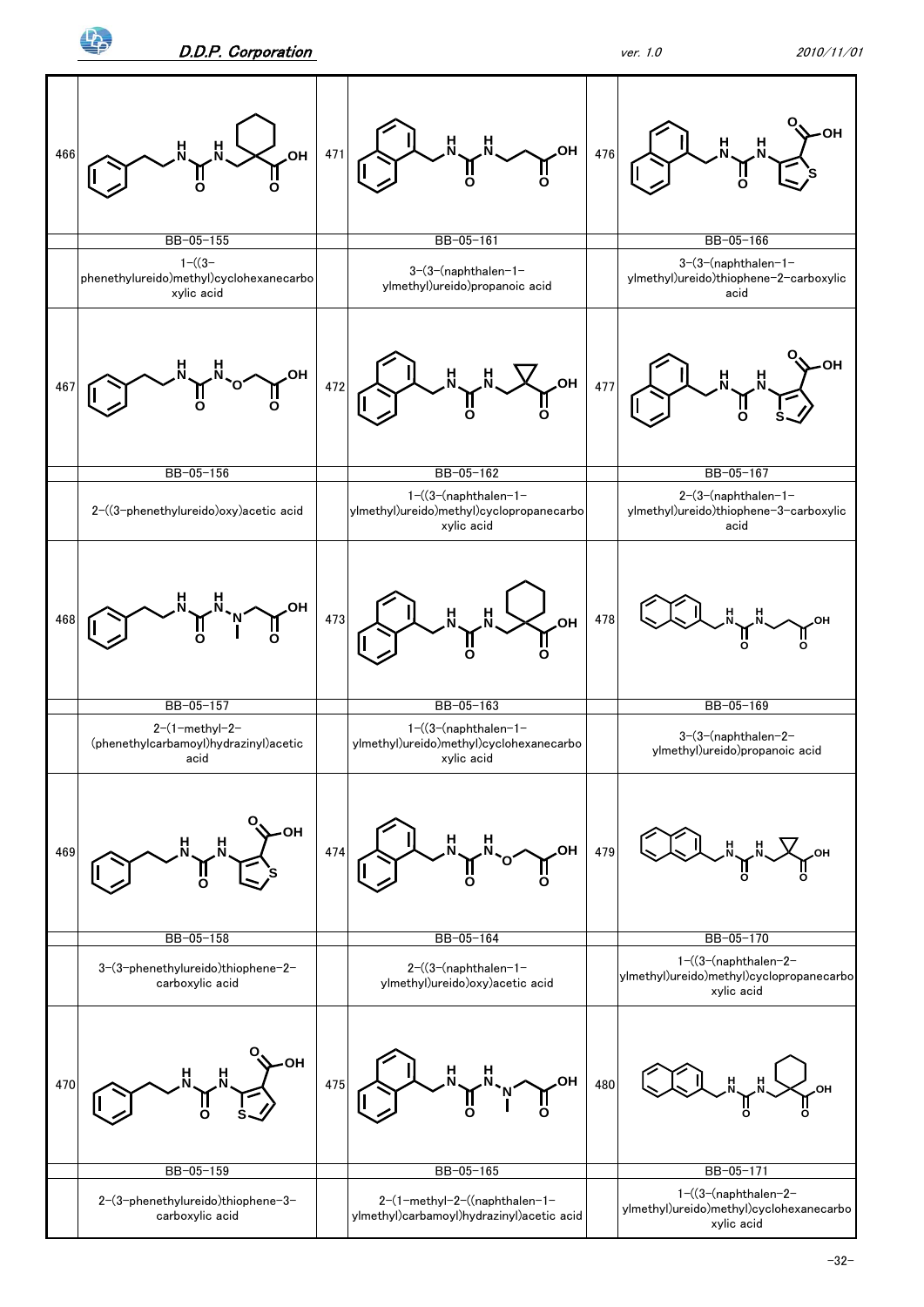| No. | Code | Name | No. | Code | Name | No. | Code | Name |
| --- | --- | --- | --- | --- | --- | --- | --- | --- |
| 466 | BB-05-155 | 1-((3-phenethylureido)methyl)cyclohexanecarboxylic acid | 471 | BB-05-161 | 3-(3-(naphthalen-1-ylmethyl)ureido)propanoic acid | 476 | BB-05-166 | 3-(3-(naphthalen-1-ylmethyl)ureido)thiophene-2-carboxylic acid |
| 467 | BB-05-156 | 2-((3-phenethylureido)oxy)acetic acid | 472 | BB-05-162 | 1-((3-(naphthalen-1-ylmethyl)ureido)methyl)cyclopropanecarboxylic acid | 477 | BB-05-167 | 2-(3-(naphthalen-1-ylmethyl)ureido)thiophene-3-carboxylic acid |
| 468 | BB-05-157 | 2-(1-methyl-2-(phenethylcarbamoyl)hydrazinyl)acetic acid | 473 | BB-05-163 | 1-((3-(naphthalen-1-ylmethyl)ureido)methyl)cyclohexanecarboxylic acid | 478 | BB-05-169 | 3-(3-(naphthalen-2-ylmethyl)ureido)propanoic acid |
| 469 | BB-05-158 | 3-(3-phenethylureido)thiophene-2-carboxylic acid | 474 | BB-05-164 | 2-((3-(naphthalen-1-ylmethyl)ureido)oxy)acetic acid | 479 | BB-05-170 | 1-((3-(naphthalen-2-ylmethyl)ureido)methyl)cyclopropanecarboxylic acid |
| 470 | BB-05-159 | 2-(3-phenethylureido)thiophene-3-carboxylic acid | 475 | BB-05-165 | 2-(1-methyl-2-((naphthalen-1-ylmethyl)carbamoyl)hydrazinyl)acetic acid | 480 | BB-05-171 | 1-((3-(naphthalen-2-ylmethyl)ureido)methyl)cyclohexanecarboxylic acid |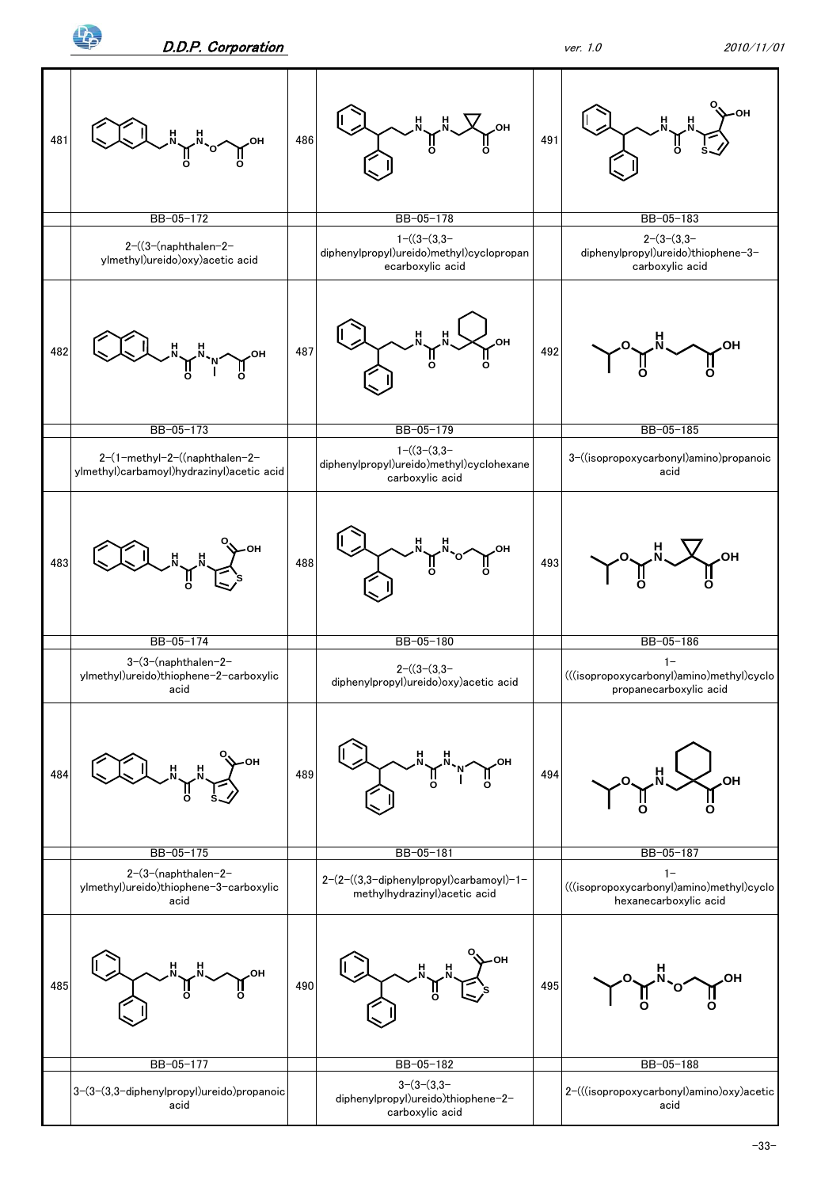| No. | Code | Name |
|---|---|---|
| 481 | BB-05-172 | 2-((3-(naphthalen-2-ylmethyl)ureido)oxy)acetic acid |
| 482 | BB-05-173 | 2-(1-methyl-2-((naphthalen-2-ylmethyl)carbamoyl)hydrazinyl)acetic acid |
| 483 | BB-05-174 | 3-(3-(naphthalen-2-ylmethyl)ureido)thiophene-2-carboxylic acid |
| 484 | BB-05-175 | 2-(3-(naphthalen-2-ylmethyl)ureido)thiophene-3-carboxylic acid |
| 485 | BB-05-177 | 3-(3-(3,3-diphenylpropyl)ureido)propanoic acid |
| 486 | BB-05-178 | 1-((3-(3,3-diphenylpropyl)ureido)methyl)cyclopropanecarboxylic acid |
| 487 | BB-05-179 | 1-((3-(3,3-diphenylpropyl)ureido)methyl)cyclohexanecarboxylic acid |
| 488 | BB-05-180 | 2-((3-(3,3-diphenylpropyl)ureido)oxy)acetic acid |
| 489 | BB-05-181 | 2-(2-((3,3-diphenylpropyl)carbamoyl)-1-methylhydrazinyl)acetic acid |
| 490 | BB-05-182 | 3-(3-(3,3-diphenylpropyl)ureido)thiophene-2-carboxylic acid |
| 491 | BB-05-183 | 2-(3-(3,3-diphenylpropyl)ureido)thiophene-3-carboxylic acid |
| 492 | BB-05-185 | 3-((isopropoxycarbonyl)amino)propanoic acid |
| 493 | BB-05-186 | 1-(((isopropoxycarbonyl)amino)methyl)cyclopropanecarboxylic acid |
| 494 | BB-05-187 | 1-(((isopropoxycarbonyl)amino)methyl)cyclohexanecarboxylic acid |
| 495 | BB-05-188 | 2-(((isopropoxycarbonyl)amino)oxy)acetic acid |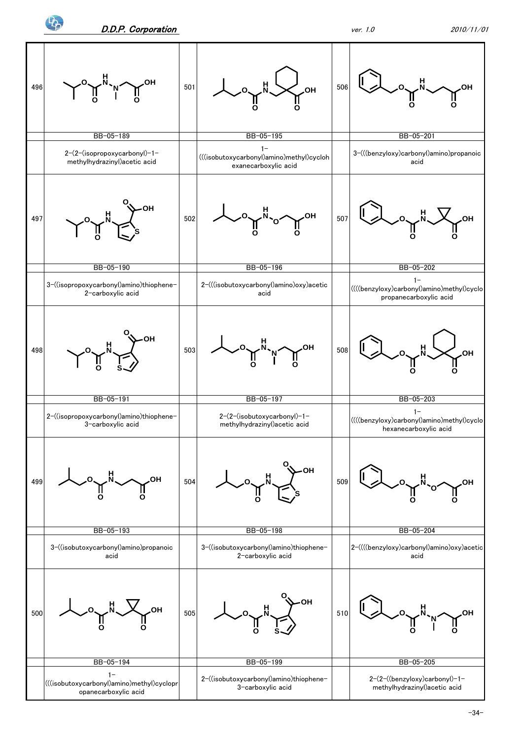| No. | ID | Name | No. | ID | Name | No. | ID | Name |
|---|---|---|---|---|---|---|---|---|
| 496 | BB-05-189 | 2-(2-(isopropoxycarbonyl)-1-methylhydrazinyl)acetic acid | 501 | BB-05-195 | 1-(((isobutoxycarbonyl)amino)methyl)cyclohexanecarboxylic acid | 506 | BB-05-201 | 3-(((benzyloxy)carbonyl)amino)propanoic acid |
| 497 | BB-05-190 | 3-((isopropoxycarbonyl)amino)thiophene-2-carboxylic acid | 502 | BB-05-196 | 2-(((isobutoxycarbonyl)amino)oxy)acetic acid | 507 | BB-05-202 | 1-((((benzyloxy)carbonyl)amino)methyl)cyclopropanecarboxylic acid |
| 498 | BB-05-191 | 2-((isopropoxycarbonyl)amino)thiophene-3-carboxylic acid | 503 | BB-05-197 | 2-(2-(isobutoxycarbonyl)-1-methylhydrazinyl)acetic acid | 508 | BB-05-203 | 1-((((benzyloxy)carbonyl)amino)methyl)cyclohexanecarboxylic acid |
| 499 | BB-05-193 | 3-((isobutoxycarbonyl)amino)propanoic acid | 504 | BB-05-198 | 3-((isobutoxycarbonyl)amino)thiophene-2-carboxylic acid | 509 | BB-05-204 | 2-((((benzyloxy)carbonyl)amino)oxy)acetic acid |
| 500 | BB-05-194 | 1-(((isobutoxycarbonyl)amino)methyl)cyclopropanecarboxylic acid | 505 | BB-05-199 | 2-((isobutoxycarbonyl)amino)thiophene-3-carboxylic acid | 510 | BB-05-205 | 2-(2-((benzyloxy)carbonyl)-1-methylhydrazinyl)acetic acid |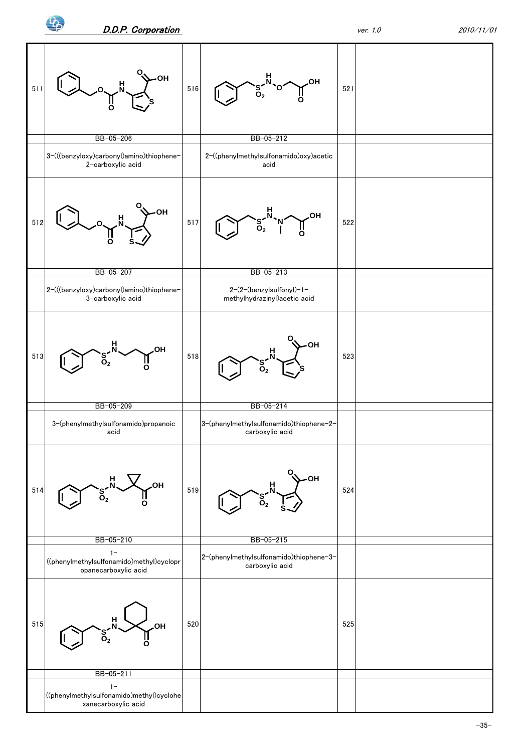| | | | | | |
|---|---|---|---|---|---|
| 511 | BB-05-206<br>3-(((benzyloxy)carbonyl)amino)thiophene-2-carboxylic acid | 516 | BB-05-212<br>2-((phenylmethylsulfonamido)oxy)acetic acid | 521 | |
| 512 | BB-05-207<br>2-(((benzyloxy)carbonyl)amino)thiophene-3-carboxylic acid | 517 | BB-05-213<br>2-(2-(benzylsulfonyl)-1-methylhydrazinyl)acetic acid | 522 | |
| 513 | BB-05-209<br>3-(phenylmethylsulfonamido)propanoic acid | 518 | BB-05-214<br>3-(phenylmethylsulfonamido)thiophene-2-carboxylic acid | 523 | |
| 514 | BB-05-210<br>1-((phenylmethylsulfonamido)methyl)cyclopropanecarboxylic acid | 519 | BB-05-215<br>2-(phenylmethylsulfonamido)thiophene-3-carboxylic acid | 524 | |
| 515 | BB-05-211<br>1-((phenylmethylsulfonamido)methyl)cyclohexanecarboxylic acid | 520 | | 525 | |